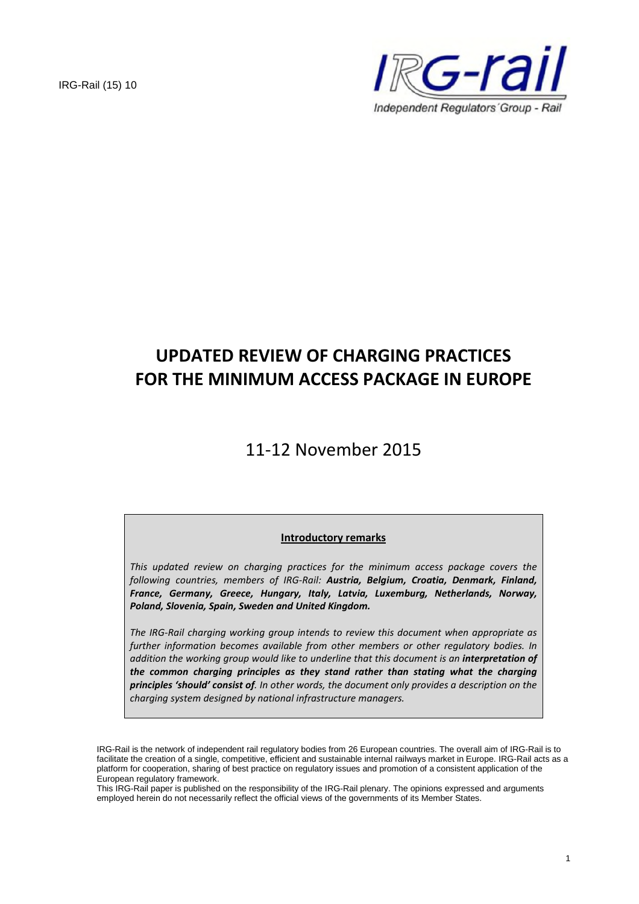IRG-Rail (15) 10

IRG-rail

Independent Regulators´Group - Rail

# UPDATED REVIEW OF CHARGING PRACTICES FOR THE MINIMUM ACCESS PACKAGE IN EUROPE

11-12 November 2015

**Introductory remarks**

*This updated review on charging practices for the minimum access package covers the following countries, members of IRG-Rail:* ***Austria, Belgium, Croatia, Denmark, Finland, France, Germany, Greece, Hungary, Italy, Latvia, Luxemburg, Netherlands, Norway, Poland, Slovenia, Spain, Sweden and United Kingdom.***

*The IRG-Rail charging working group intends to review this document when appropriate as further information becomes available from other members or other regulatory bodies. In addition the working group would like to underline that this document is an* ***interpretation of the common charging principles as they stand rather than stating what the charging principles 'should' consist of****. In other words, the document only provides a description on the charging system designed by national infrastructure managers.*

IRG-Rail is the network of independent rail regulatory bodies from 26 European countries. The overall aim of IRG-Rail is to facilitate the creation of a single, competitive, efficient and sustainable internal railways market in Europe. IRG-Rail acts as a platform for cooperation, sharing of best practice on regulatory issues and promotion of a consistent application of the European regulatory framework.

This IRG-Rail paper is published on the responsibility of the IRG-Rail plenary. The opinions expressed and arguments employed herein do not necessarily reflect the official views of the governments of its Member States.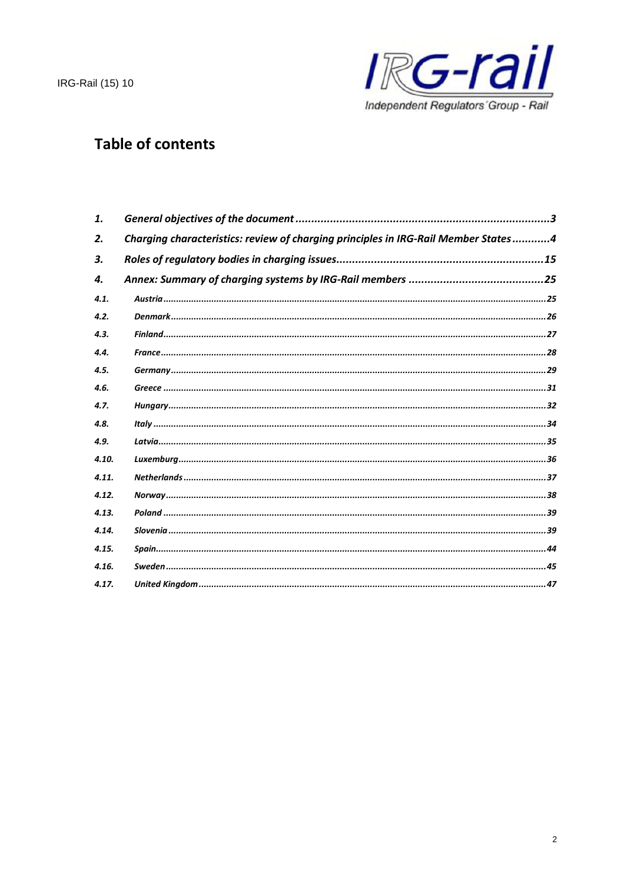# Table of contents

| | | |
|---|---|---|
| ***1.*** | ***General objectives of the document*** | ***3*** |
| ***2.*** | ***Charging characteristics: review of charging principles in IRG-Rail Member States*** | ***4*** |
| ***3.*** | ***Roles of regulatory bodies in charging issues*** | ***15*** |
| ***4.*** | ***Annex: Summary of charging systems by IRG-Rail members*** | ***25*** |
| ***4.1.*** | ***Austria*** | ***25*** |
| ***4.2.*** | ***Denmark*** | ***26*** |
| ***4.3.*** | ***Finland*** | ***27*** |
| ***4.4.*** | ***France*** | ***28*** |
| ***4.5.*** | ***Germany*** | ***29*** |
| ***4.6.*** | ***Greece*** | ***31*** |
| ***4.7.*** | ***Hungary*** | ***32*** |
| ***4.8.*** | ***Italy*** | ***34*** |
| ***4.9.*** | ***Latvia*** | ***35*** |
| ***4.10.*** | ***Luxemburg*** | ***36*** |
| ***4.11.*** | ***Netherlands*** | ***37*** |
| ***4.12.*** | ***Norway*** | ***38*** |
| ***4.13.*** | ***Poland*** | ***39*** |
| ***4.14.*** | ***Slovenia*** | ***39*** |
| ***4.15.*** | ***Spain*** | ***44*** |
| ***4.16.*** | ***Sweden*** | ***45*** |
| ***4.17.*** | ***United Kingdom*** | ***47*** |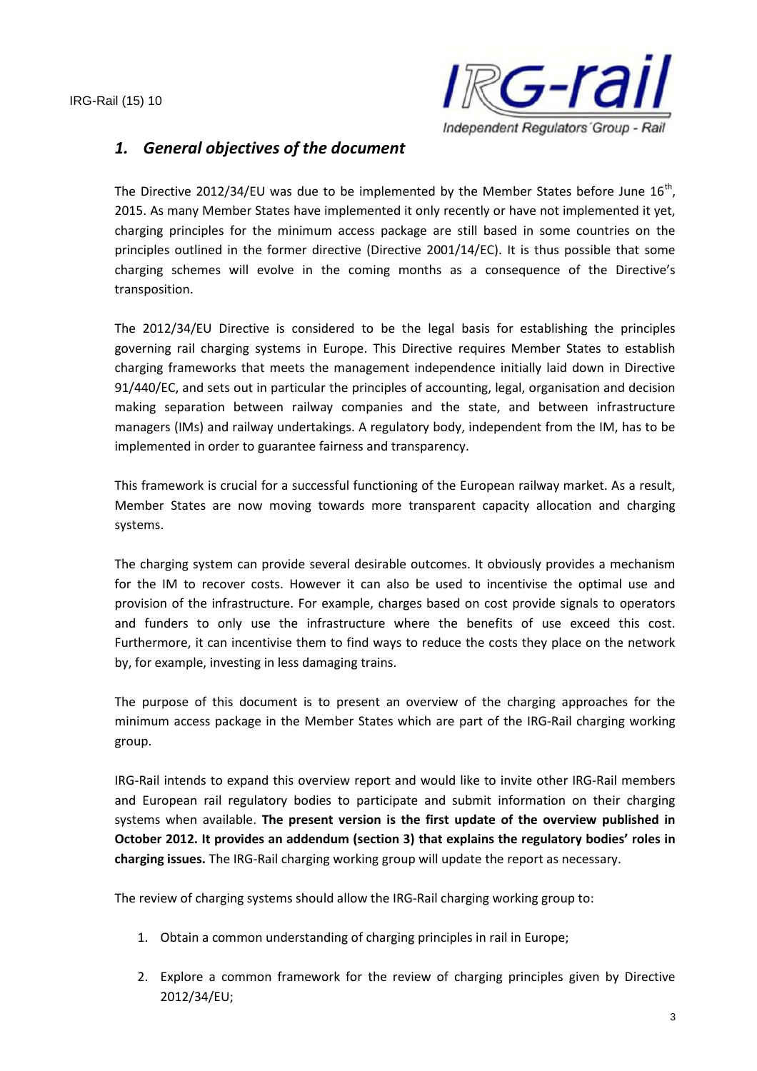## *1. General objectives of the document*

The Directive 2012/34/EU was due to be implemented by the Member States before June 16th, 2015. As many Member States have implemented it only recently or have not implemented it yet, charging principles for the minimum access package are still based in some countries on the principles outlined in the former directive (Directive 2001/14/EC). It is thus possible that some charging schemes will evolve in the coming months as a consequence of the Directive's transposition.

The 2012/34/EU Directive is considered to be the legal basis for establishing the principles governing rail charging systems in Europe. This Directive requires Member States to establish charging frameworks that meets the management independence initially laid down in Directive 91/440/EC, and sets out in particular the principles of accounting, legal, organisation and decision making separation between railway companies and the state, and between infrastructure managers (IMs) and railway undertakings. A regulatory body, independent from the IM, has to be implemented in order to guarantee fairness and transparency.

This framework is crucial for a successful functioning of the European railway market. As a result, Member States are now moving towards more transparent capacity allocation and charging systems.

The charging system can provide several desirable outcomes. It obviously provides a mechanism for the IM to recover costs. However it can also be used to incentivise the optimal use and provision of the infrastructure. For example, charges based on cost provide signals to operators and funders to only use the infrastructure where the benefits of use exceed this cost. Furthermore, it can incentivise them to find ways to reduce the costs they place on the network by, for example, investing in less damaging trains.

The purpose of this document is to present an overview of the charging approaches for the minimum access package in the Member States which are part of the IRG-Rail charging working group.

IRG-Rail intends to expand this overview report and would like to invite other IRG-Rail members and European rail regulatory bodies to participate and submit information on their charging systems when available. **The present version is the first update of the overview published in October 2012. It provides an addendum (section 3) that explains the regulatory bodies' roles in charging issues.** The IRG-Rail charging working group will update the report as necessary.

The review of charging systems should allow the IRG-Rail charging working group to:

1. Obtain a common understanding of charging principles in rail in Europe;
2. Explore a common framework for the review of charging principles given by Directive 2012/34/EU;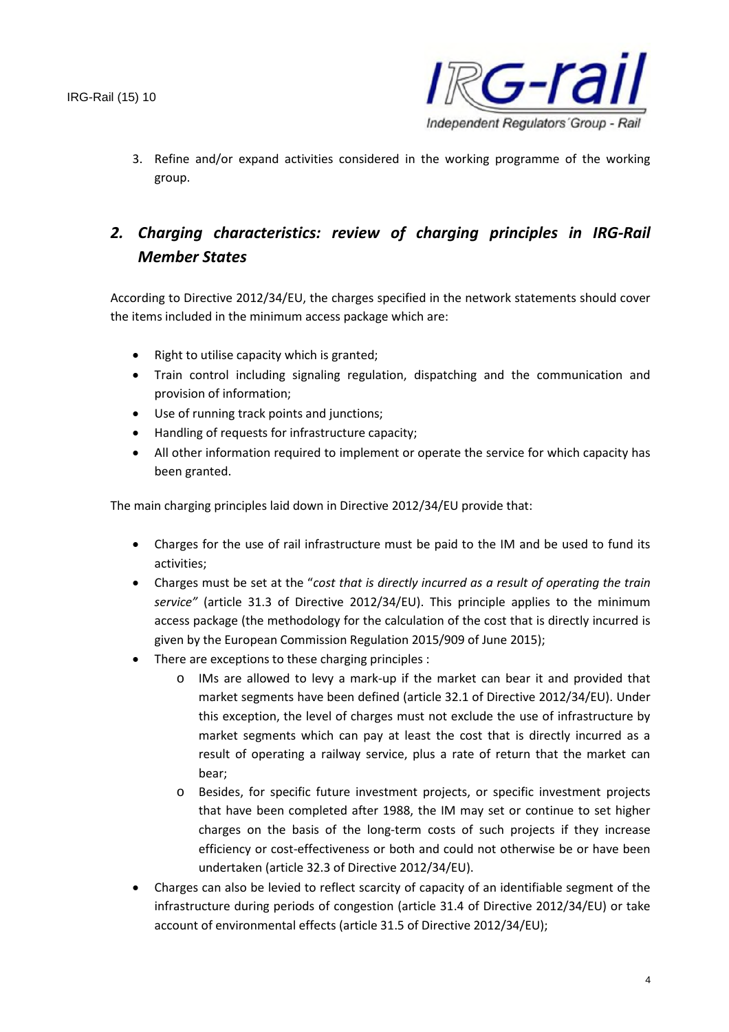3. Refine and/or expand activities considered in the working programme of the working group.

## *2. Charging characteristics: review of charging principles in IRG-Rail Member States*

According to Directive 2012/34/EU, the charges specified in the network statements should cover the items included in the minimum access package which are:

- Right to utilise capacity which is granted;
- Train control including signaling regulation, dispatching and the communication and provision of information;
- Use of running track points and junctions;
- Handling of requests for infrastructure capacity;
- All other information required to implement or operate the service for which capacity has been granted.

The main charging principles laid down in Directive 2012/34/EU provide that:

- Charges for the use of rail infrastructure must be paid to the IM and be used to fund its activities;
- Charges must be set at the "*cost that is directly incurred as a result of operating the train service"* (article 31.3 of Directive 2012/34/EU). This principle applies to the minimum access package (the methodology for the calculation of the cost that is directly incurred is given by the European Commission Regulation 2015/909 of June 2015);
- There are exceptions to these charging principles :
  - o IMs are allowed to levy a mark-up if the market can bear it and provided that market segments have been defined (article 32.1 of Directive 2012/34/EU). Under this exception, the level of charges must not exclude the use of infrastructure by market segments which can pay at least the cost that is directly incurred as a result of operating a railway service, plus a rate of return that the market can bear;
  - o Besides, for specific future investment projects, or specific investment projects that have been completed after 1988, the IM may set or continue to set higher charges on the basis of the long-term costs of such projects if they increase efficiency or cost-effectiveness or both and could not otherwise be or have been undertaken (article 32.3 of Directive 2012/34/EU).
- Charges can also be levied to reflect scarcity of capacity of an identifiable segment of the infrastructure during periods of congestion (article 31.4 of Directive 2012/34/EU) or take account of environmental effects (article 31.5 of Directive 2012/34/EU);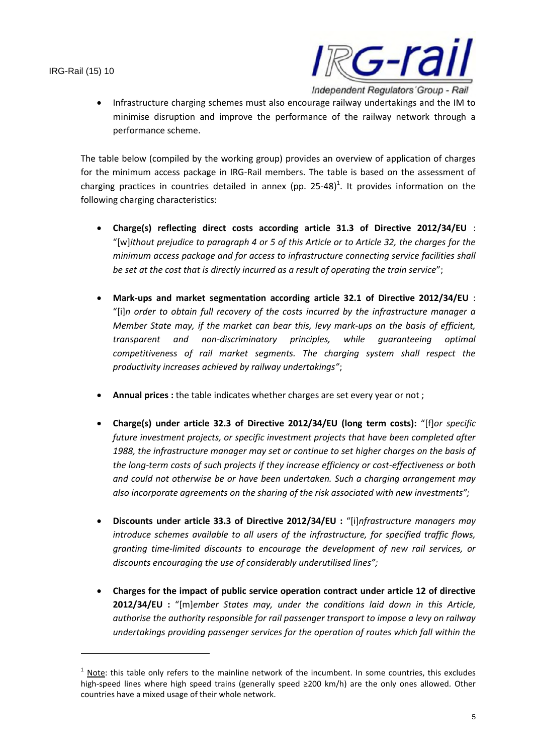- Infrastructure charging schemes must also encourage railway undertakings and the IM to minimise disruption and improve the performance of the railway network through a performance scheme.

The table below (compiled by the working group) provides an overview of application of charges for the minimum access package in IRG-Rail members. The table is based on the assessment of charging practices in countries detailed in annex (pp. 25-48)[1]. It provides information on the following charging characteristics:

- **Charge(s) reflecting direct costs according article 31.3 of Directive 2012/34/EU** : "[w]*ithout prejudice to paragraph 4 or 5 of this Article or to Article 32, the charges for the minimum access package and for access to infrastructure connecting service facilities shall be set at the cost that is directly incurred as a result of operating the train service*";

- **Mark-ups and market segmentation according article 32.1 of Directive 2012/34/EU** : "[i]*n order to obtain full recovery of the costs incurred by the infrastructure manager a Member State may, if the market can bear this, levy mark-ups on the basis of efficient, transparent and non-discriminatory principles, while guaranteeing optimal competitiveness of rail market segments. The charging system shall respect the productivity increases achieved by railway undertakings"*;

- **Annual prices :** the table indicates whether charges are set every year or not ;

- **Charge(s) under article 32.3 of Directive 2012/34/EU (long term costs):** "[f]*or specific future investment projects, or specific investment projects that have been completed after 1988, the infrastructure manager may set or continue to set higher charges on the basis of the long-term costs of such projects if they increase efficiency or cost-effectiveness or both and could not otherwise be or have been undertaken. Such a charging arrangement may also incorporate agreements on the sharing of the risk associated with new investments";*

- **Discounts under article 33.3 of Directive 2012/34/EU :** "[i]*nfrastructure managers may introduce schemes available to all users of the infrastructure, for specified traffic flows, granting time-limited discounts to encourage the development of new rail services, or discounts encouraging the use of considerably underutilised lines";*

- **Charges for the impact of public service operation contract under article 12 of directive 2012/34/EU :** "[m]*ember States may, under the conditions laid down in this Article, authorise the authority responsible for rail passenger transport to impose a levy on railway undertakings providing passenger services for the operation of routes which fall within the*

[1] Note: this table only refers to the mainline network of the incumbent. In some countries, this excludes high-speed lines where high speed trains (generally speed ≥200 km/h) are the only ones allowed. Other countries have a mixed usage of their whole network.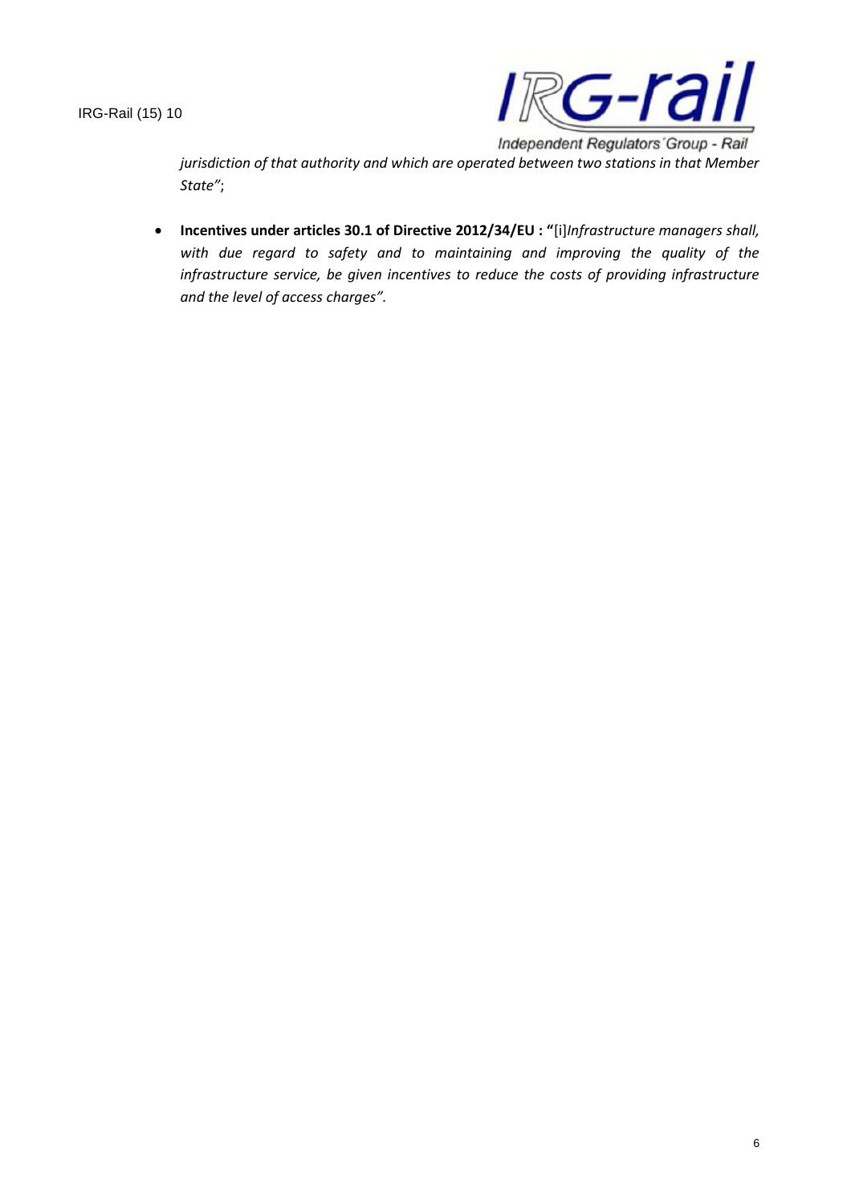*jurisdiction of that authority and which are operated between two stations in that Member State"*;

- **Incentives under articles 30.1 of Directive 2012/34/EU : "**[i]*Infrastructure managers shall, with due regard to safety and to maintaining and improving the quality of the infrastructure service, be given incentives to reduce the costs of providing infrastructure and the level of access charges".*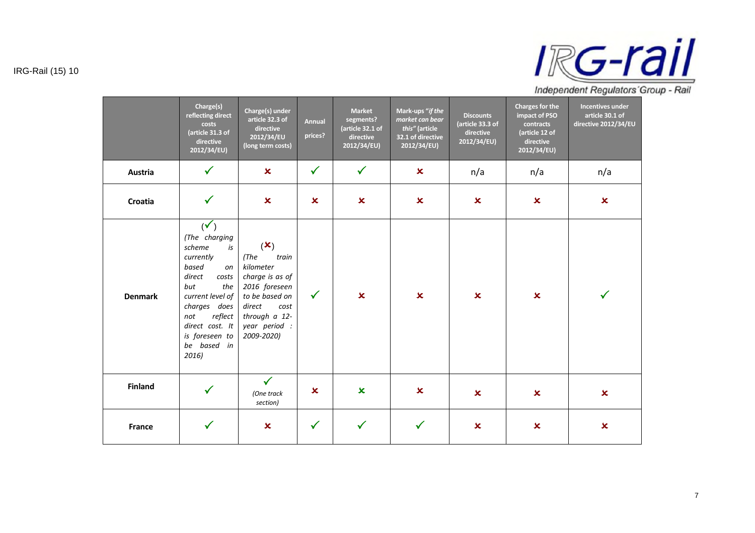| | Charge(s) reflecting direct costs (article 31.3 of directive 2012/34/EU) | Charge(s) under article 32.3 of directive 2012/34/EU (long term costs) | Annual prices? | Market segments? (article 32.1 of directive 2012/34/EU) | Mark-ups "*if the market can bear this*" (article 32.1 of directive 2012/34/EU) | Discounts (article 33.3 of directive 2012/34/EU) | Charges for the impact of PSO contracts (article 12 of directive 2012/34/EU) | Incentives under article 30.1 of directive 2012/34/EU |
|---|---|---|---|---|---|---|---|---|
| **Austria** | ✓ | ✗ | ✓ | ✓ | ✗ | n/a | n/a | n/a |
| **Croatia** | ✓ | ✗ | ✗ | ✗ | ✗ | ✗ | ✗ | ✗ |
| **Denmark** | (✓) *(The charging scheme is currently based on direct costs but the current level of charges does not reflect direct cost. It is foreseen to be based in 2016)* | (✗) *(The train kilometer charge is as of 2016 foreseen to be based on direct cost through a 12-year period : 2009-2020)* | ✓ | ✗ | ✗ | ✗ | ✗ | ✓ |
| **Finland** | ✓ | ✓ *(One track section)* | ✗ | ✗ | ✗ | ✗ | ✗ | ✗ |
| **France** | ✓ | ✗ | ✓ | ✓ | ✓ | ✗ | ✗ | ✗ |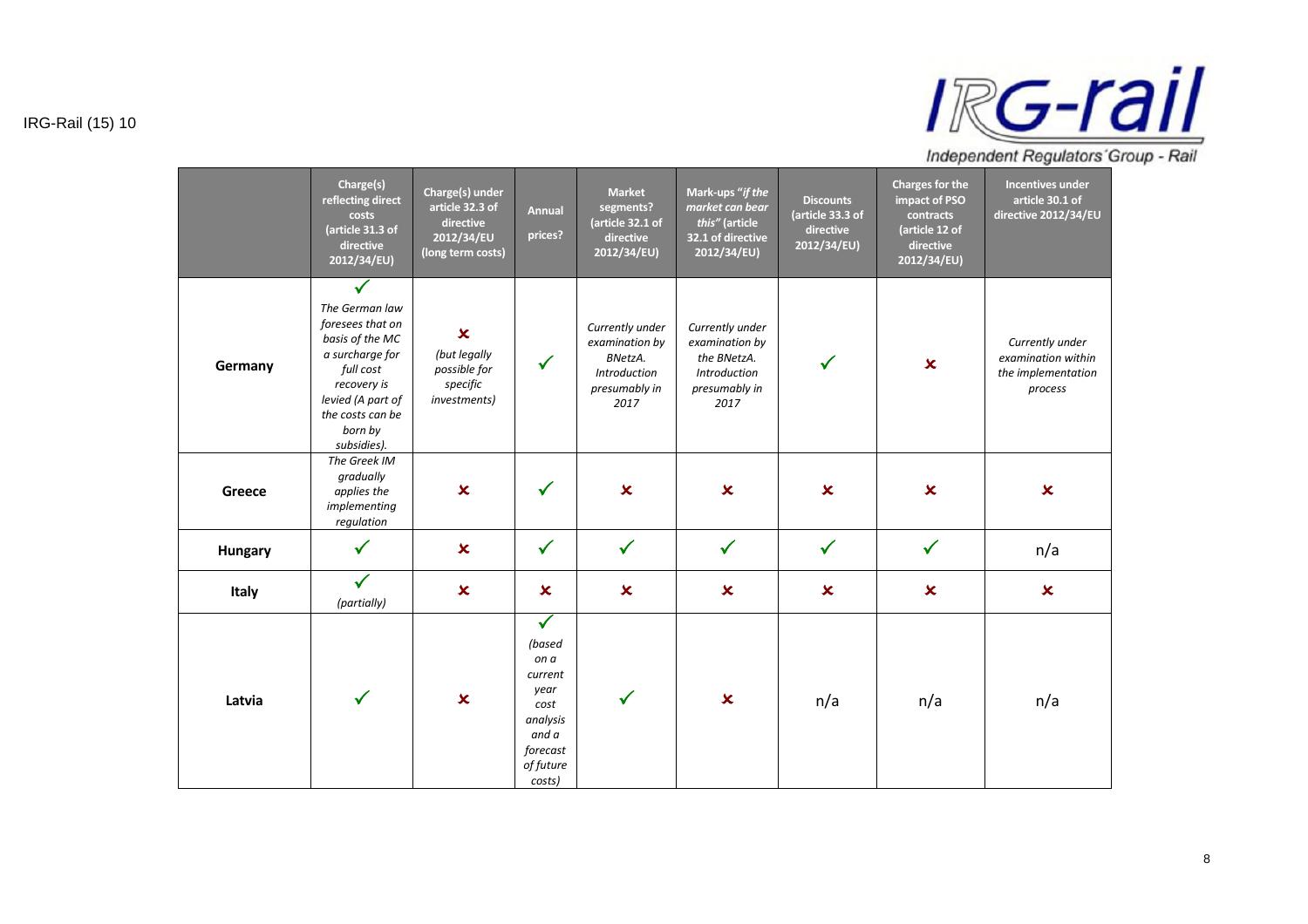| | Charge(s) reflecting direct costs (article 31.3 of directive 2012/34/EU) | Charge(s) under article 32.3 of directive 2012/34/EU (long term costs) | Annual prices? | Market segments? (article 32.1 of directive 2012/34/EU) | Mark-ups *"if the market can bear this"* (article 32.1 of directive 2012/34/EU) | Discounts (article 33.3 of directive 2012/34/EU) | Charges for the impact of PSO contracts (article 12 of directive 2012/34/EU) | Incentives under article 30.1 of directive 2012/34/EU |
|---|---|---|---|---|---|---|---|---|
| **Germany** | ✓ *The German law foresees that on basis of the MC a surcharge for full cost recovery is levied (A part of the costs can be born by subsidies).* | ✗ *(but legally possible for specific investments)* | ✓ | *Currently under examination by BNetzA. Introduction presumably in 2017* | *Currently under examination by the BNetzA. Introduction presumably in 2017* | ✓ | ✗ | *Currently under examination within the implementation process* |
| **Greece** | *The Greek IM gradually applies the implementing regulation* | ✗ | ✓ | ✗ | ✗ | ✗ | ✗ | ✗ |
| **Hungary** | ✓ | ✗ | ✓ | ✓ | ✓ | ✓ | ✓ | n/a |
| **Italy** | ✓ *(partially)* | ✗ | ✗ | ✗ | ✗ | ✗ | ✗ | ✗ |
| **Latvia** | ✓ | ✗ | ✓ *(based on a current year cost analysis and a forecast of future costs)* | ✓ | ✗ | n/a | n/a | n/a |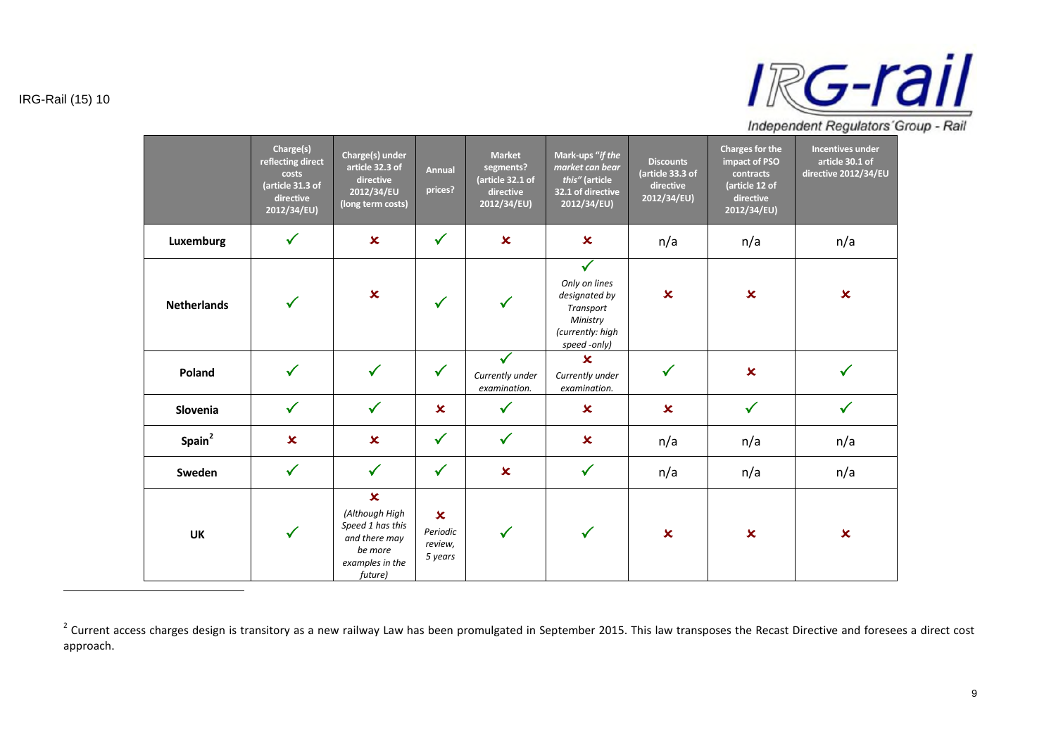| | Charge(s) reflecting direct costs (article 31.3 of directive 2012/34/EU) | Charge(s) under article 32.3 of directive 2012/34/EU (long term costs) | Annual prices? | Market segments? (article 32.1 of directive 2012/34/EU) | Mark-ups "*if the market can bear this*" (article 32.1 of directive 2012/34/EU) | Discounts (article 33.3 of directive 2012/34/EU) | Charges for the impact of PSO contracts (article 12 of directive 2012/34/EU) | Incentives under article 30.1 of directive 2012/34/EU |
|---|---|---|---|---|---|---|---|---|
| **Luxemburg** | ✓ | ✗ | ✓ | ✗ | ✗ | n/a | n/a | n/a |
| **Netherlands** | ✓ | ✗ | ✓ | ✓ | ✓ *Only on lines designated by Transport Ministry (currently: high speed -only)* | ✗ | ✗ | ✗ |
| **Poland** | ✓ | ✓ | ✓ | ✓ *Currently under examination.* | ✗ *Currently under examination.* | ✓ | ✗ | ✓ |
| **Slovenia** | ✓ | ✓ | ✗ | ✓ | ✗ | ✗ | ✓ | ✓ |
| **Spain**[2] | ✗ | ✗ | ✓ | ✓ | ✗ | n/a | n/a | n/a |
| **Sweden** | ✓ | ✓ | ✓ | ✗ | ✓ | n/a | n/a | n/a |
| **UK** | ✓ | ✗ *(Although High Speed 1 has this and there may be more examples in the future)* | ✗ *Periodic review, 5 years* | ✓ | ✓ | ✗ | ✗ | ✗ |

[2] Current access charges design is transitory as a new railway Law has been promulgated in September 2015. This law transposes the Recast Directive and foresees a direct cost approach.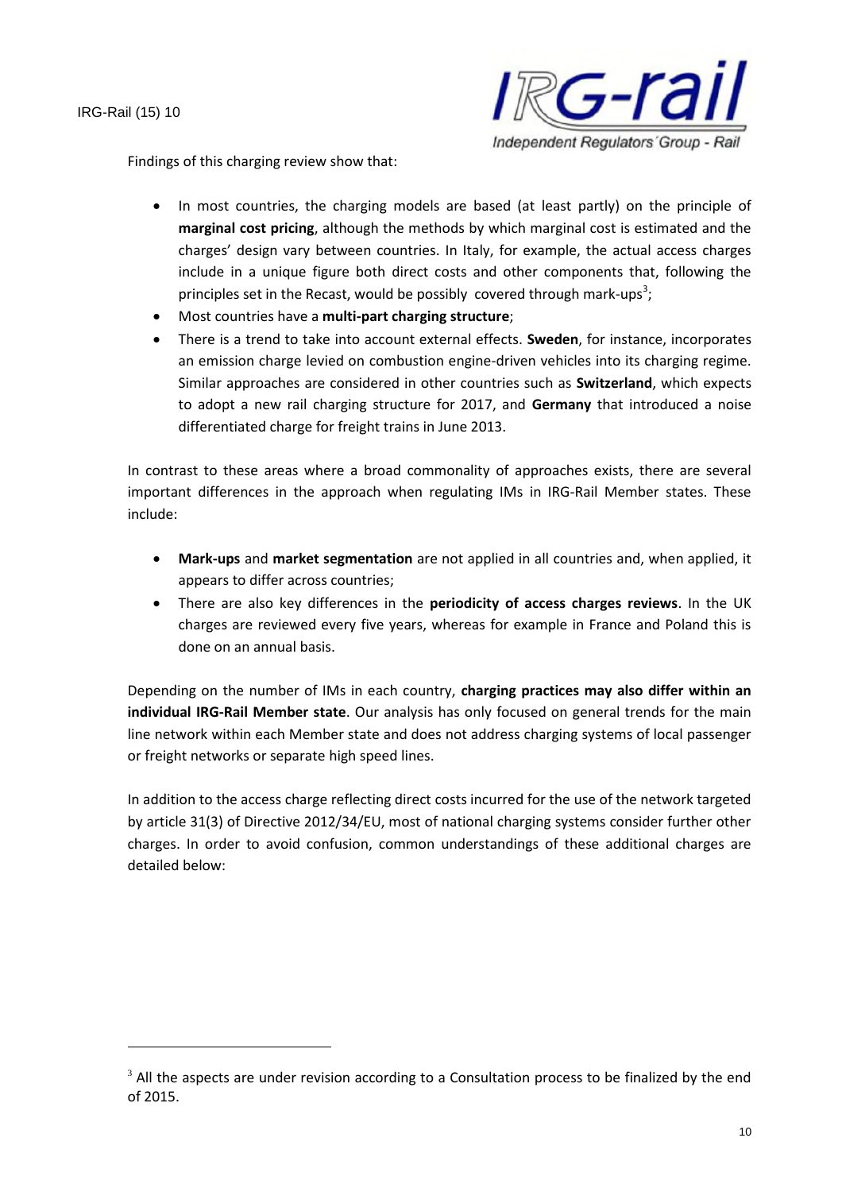Findings of this charging review show that:

- In most countries, the charging models are based (at least partly) on the principle of **marginal cost pricing**, although the methods by which marginal cost is estimated and the charges' design vary between countries. In Italy, for example, the actual access charges include in a unique figure both direct costs and other components that, following the principles set in the Recast, would be possibly covered through mark-ups[3];
- Most countries have a **multi-part charging structure**;
- There is a trend to take into account external effects. **Sweden**, for instance, incorporates an emission charge levied on combustion engine-driven vehicles into its charging regime. Similar approaches are considered in other countries such as **Switzerland**, which expects to adopt a new rail charging structure for 2017, and **Germany** that introduced a noise differentiated charge for freight trains in June 2013.

In contrast to these areas where a broad commonality of approaches exists, there are several important differences in the approach when regulating IMs in IRG-Rail Member states. These include:

- **Mark-ups** and **market segmentation** are not applied in all countries and, when applied, it appears to differ across countries;
- There are also key differences in the **periodicity of access charges reviews**. In the UK charges are reviewed every five years, whereas for example in France and Poland this is done on an annual basis.

Depending on the number of IMs in each country, **charging practices may also differ within an individual IRG-Rail Member state**. Our analysis has only focused on general trends for the main line network within each Member state and does not address charging systems of local passenger or freight networks or separate high speed lines.

In addition to the access charge reflecting direct costs incurred for the use of the network targeted by article 31(3) of Directive 2012/34/EU, most of national charging systems consider further other charges. In order to avoid confusion, common understandings of these additional charges are detailed below:

[3] All the aspects are under revision according to a Consultation process to be finalized by the end of 2015.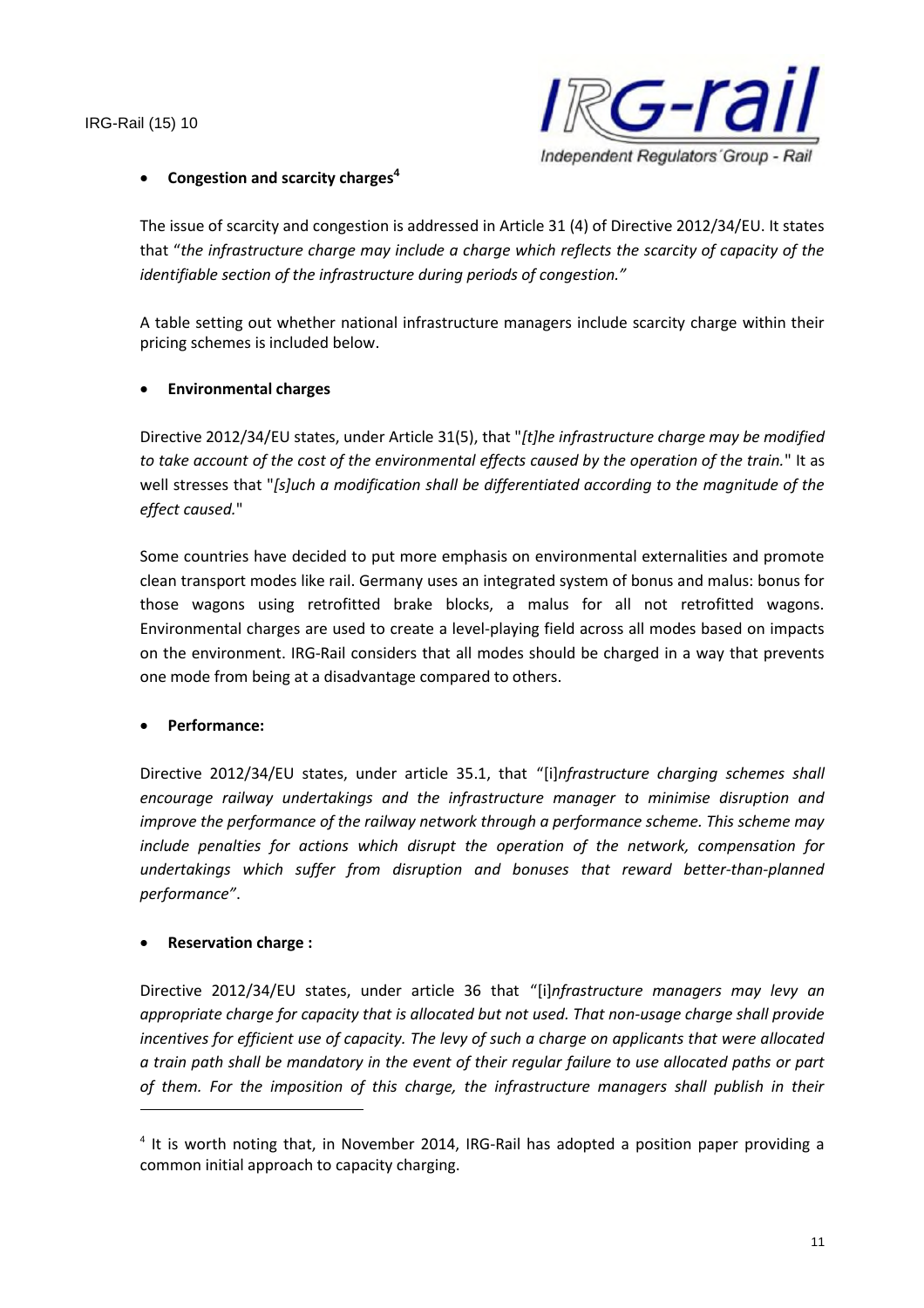- **Congestion and scarcity charges**[4]

The issue of scarcity and congestion is addressed in Article 31 (4) of Directive 2012/34/EU. It states that "*the infrastructure charge may include a charge which reflects the scarcity of capacity of the identifiable section of the infrastructure during periods of congestion."*

A table setting out whether national infrastructure managers include scarcity charge within their pricing schemes is included below.

- **Environmental charges**

Directive 2012/34/EU states, under Article 31(5), that "*[t]he infrastructure charge may be modified to take account of the cost of the environmental effects caused by the operation of the train.*" It as well stresses that "*[s]uch a modification shall be differentiated according to the magnitude of the effect caused.*"

Some countries have decided to put more emphasis on environmental externalities and promote clean transport modes like rail. Germany uses an integrated system of bonus and malus: bonus for those wagons using retrofitted brake blocks, a malus for all not retrofitted wagons. Environmental charges are used to create a level-playing field across all modes based on impacts on the environment. IRG-Rail considers that all modes should be charged in a way that prevents one mode from being at a disadvantage compared to others.

- **Performance:**

Directive 2012/34/EU states, under article 35.1, that "[i]*nfrastructure charging schemes shall encourage railway undertakings and the infrastructure manager to minimise disruption and improve the performance of the railway network through a performance scheme. This scheme may include penalties for actions which disrupt the operation of the network, compensation for undertakings which suffer from disruption and bonuses that reward better-than-planned performance"*.

- **Reservation charge :**

Directive 2012/34/EU states, under article 36 that "[i]*nfrastructure managers may levy an appropriate charge for capacity that is allocated but not used. That non-usage charge shall provide incentives for efficient use of capacity. The levy of such a charge on applicants that were allocated a train path shall be mandatory in the event of their regular failure to use allocated paths or part of them. For the imposition of this charge, the infrastructure managers shall publish in their*

---

[4] It is worth noting that, in November 2014, IRG-Rail has adopted a position paper providing a common initial approach to capacity charging.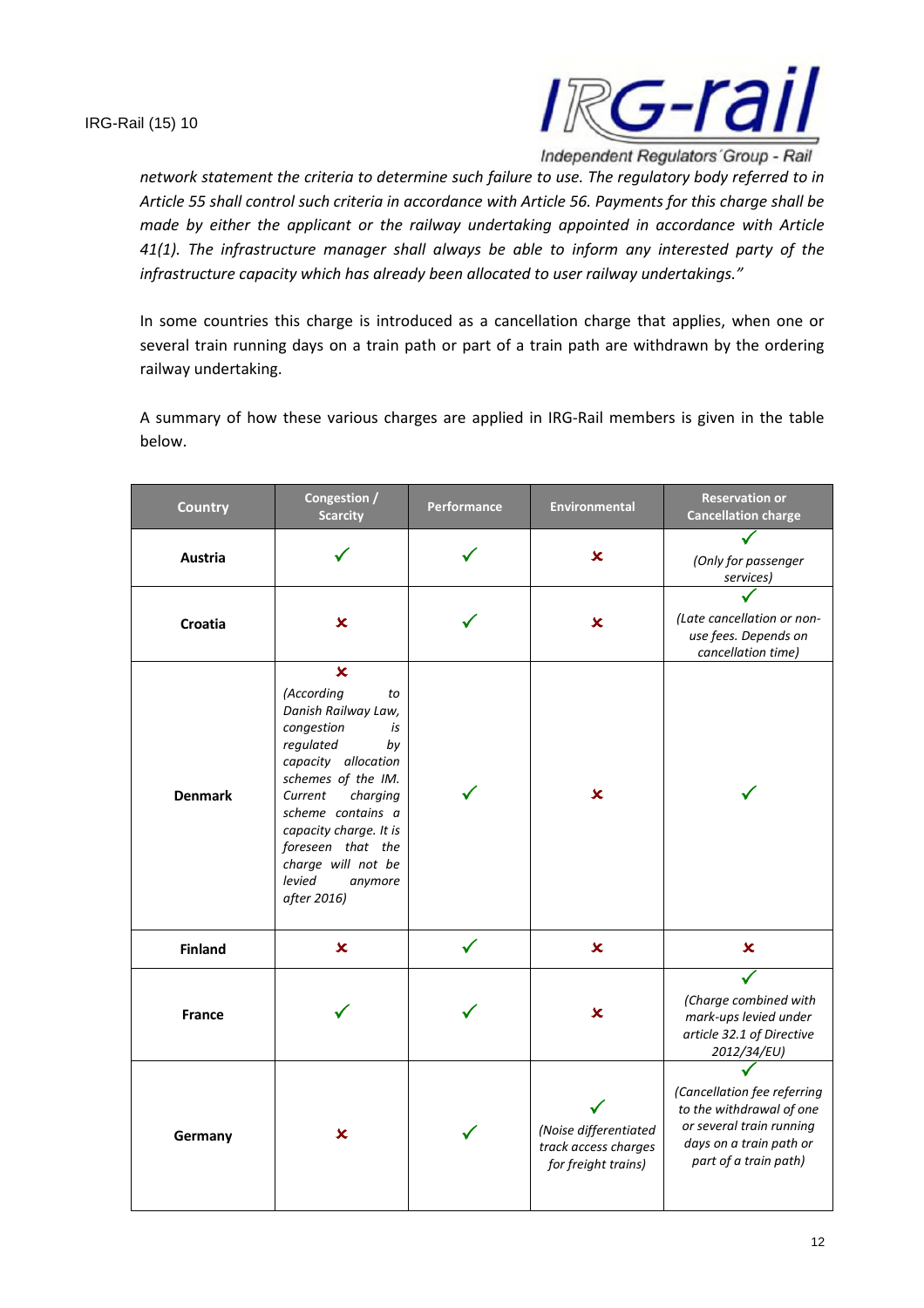*network statement the criteria to determine such failure to use. The regulatory body referred to in Article 55 shall control such criteria in accordance with Article 56. Payments for this charge shall be made by either the applicant or the railway undertaking appointed in accordance with Article 41(1). The infrastructure manager shall always be able to inform any interested party of the infrastructure capacity which has already been allocated to user railway undertakings."*

In some countries this charge is introduced as a cancellation charge that applies, when one or several train running days on a train path or part of a train path are withdrawn by the ordering railway undertaking.

A summary of how these various charges are applied in IRG-Rail members is given in the table below.

| Country | Congestion / Scarcity | Performance | Environmental | Reservation or Cancellation charge |
|---|---|---|---|---|
| **Austria** | ✓ | ✓ | ✗ | ✓ *(Only for passenger services)* |
| **Croatia** | ✗ | ✓ | ✗ | ✓ *(Late cancellation or non-use fees. Depends on cancellation time)* |
| **Denmark** | ✗ *(According to Danish Railway Law, congestion is regulated by capacity allocation schemes of the IM. Current charging scheme contains a capacity charge. It is foreseen that the charge will not be levied anymore after 2016)* | ✓ | ✗ | ✓ |
| **Finland** | ✗ | ✓ | ✗ | ✗ |
| **France** | ✓ | ✓ | ✗ | ✓ *(Charge combined with mark-ups levied under article 32.1 of Directive 2012/34/EU)* |
| **Germany** | ✗ | ✓ | ✓ *(Noise differentiated track access charges for freight trains)* | ✓ *(Cancellation fee referring to the withdrawal of one or several train running days on a train path or part of a train path)* |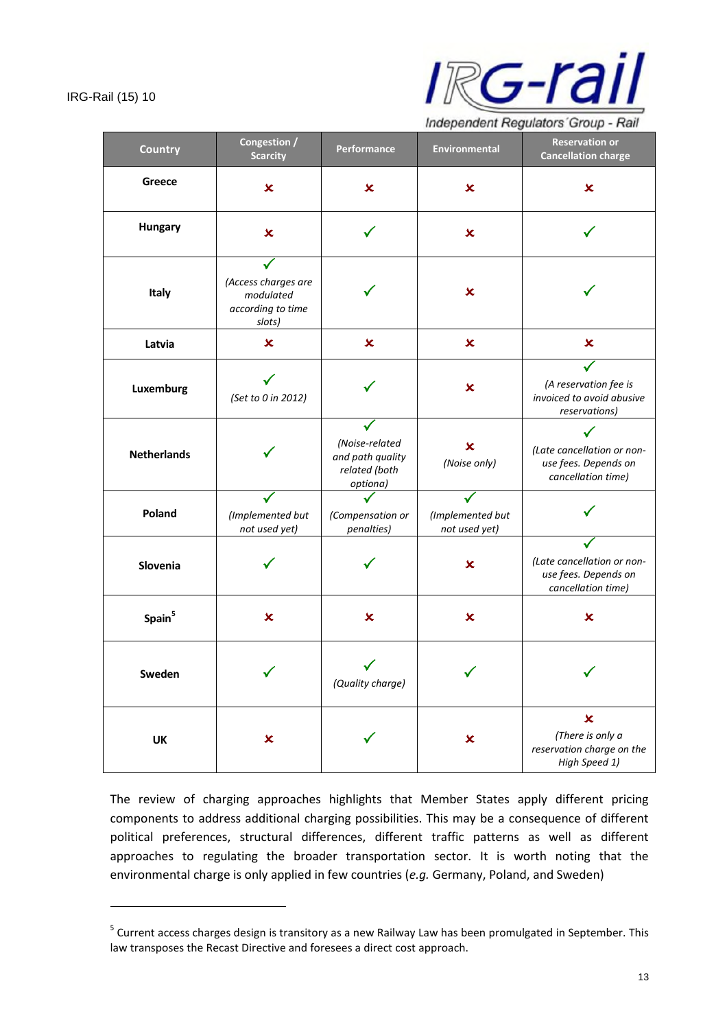| Country | Congestion / Scarcity | Performance | Environmental | Reservation or Cancellation charge |
|---|---|---|---|---|
| **Greece** | ✗ | ✗ | ✗ | ✗ |
| **Hungary** | ✗ | ✓ | ✗ | ✓ |
| **Italy** | ✓ *(Access charges are modulated according to time slots)* | ✓ | ✗ | ✓ |
| **Latvia** | ✗ | ✗ | ✗ | ✗ |
| **Luxemburg** | ✓ *(Set to 0 in 2012)* | ✓ | ✗ | ✓ *(A reservation fee is invoiced to avoid abusive reservations)* |
| **Netherlands** | ✓ | ✓ *(Noise-related and path quality related (both optiona)* | ✗ *(Noise only)* | ✓ *(Late cancellation or non-use fees. Depends on cancellation time)* |
| **Poland** | ✓ *(Implemented but not used yet)* | ✓ *(Compensation or penalties)* | ✓ *(Implemented but not used yet)* | ✓ |
| **Slovenia** | ✓ | ✓ | ✗ | ✓ *(Late cancellation or non-use fees. Depends on cancellation time)* |
| **Spain**[5] | ✗ | ✗ | ✗ | ✗ |
| **Sweden** | ✓ | ✓ *(Quality charge)* | ✓ | ✓ |
| **UK** | ✗ | ✓ | ✗ | ✗ *(There is only a reservation charge on the High Speed 1)* |

The review of charging approaches highlights that Member States apply different pricing components to address additional charging possibilities. This may be a consequence of different political preferences, structural differences, different traffic patterns as well as different approaches to regulating the broader transportation sector. It is worth noting that the environmental charge is only applied in few countries (*e.g.* Germany, Poland, and Sweden)

[5] Current access charges design is transitory as a new Railway Law has been promulgated in September. This law transposes the Recast Directive and foresees a direct cost approach.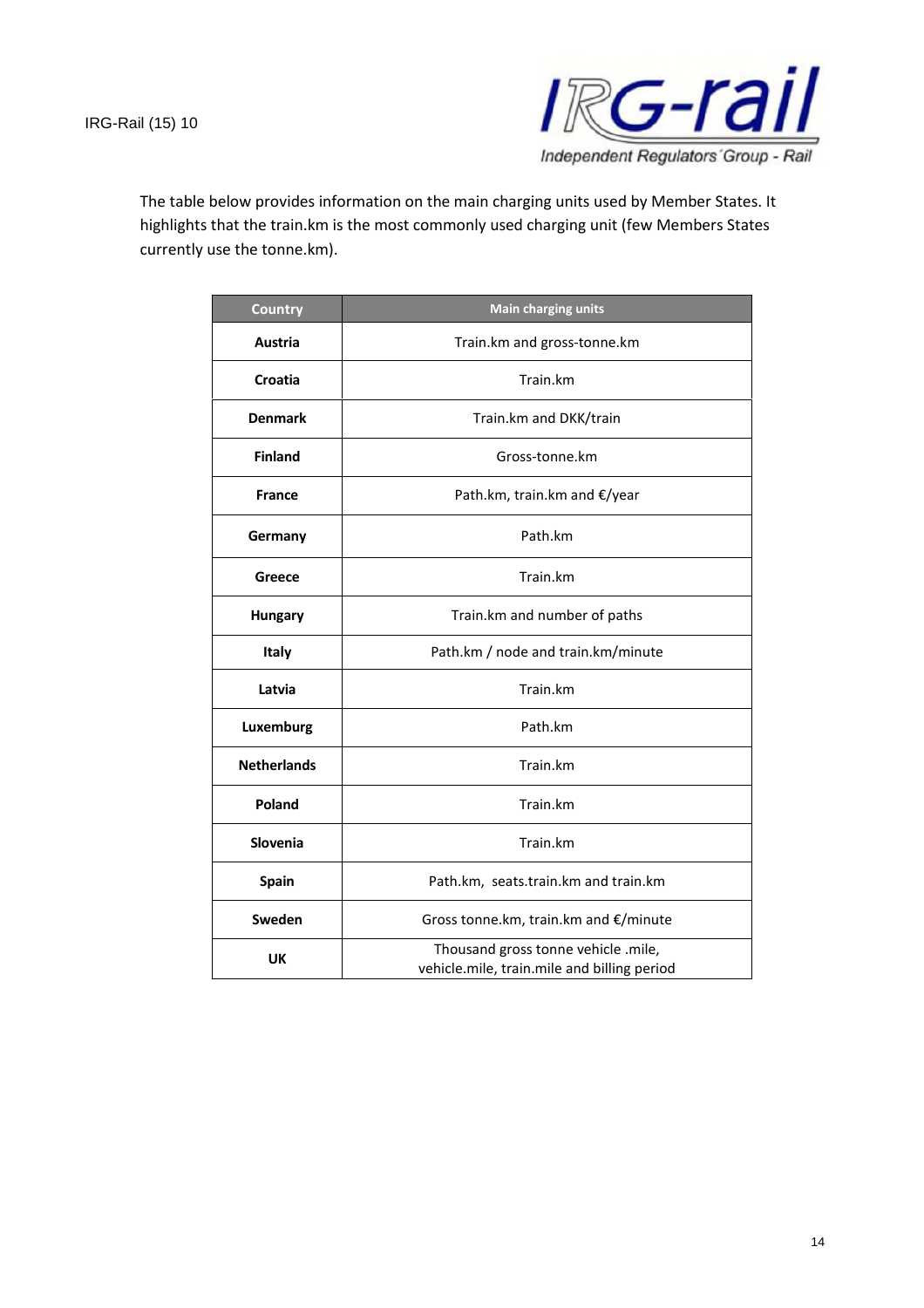The table below provides information on the main charging units used by Member States. It highlights that the train.km is the most commonly used charging unit (few Members States currently use the tonne.km).

| Country | Main charging units |
|---|---|
| **Austria** | Train.km and gross-tonne.km |
| **Croatia** | Train.km |
| **Denmark** | Train.km and DKK/train |
| **Finland** | Gross-tonne.km |
| **France** | Path.km, train.km and €/year |
| **Germany** | Path.km |
| **Greece** | Train.km |
| **Hungary** | Train.km and number of paths |
| **Italy** | Path.km / node and train.km/minute |
| **Latvia** | Train.km |
| **Luxemburg** | Path.km |
| **Netherlands** | Train.km |
| **Poland** | Train.km |
| **Slovenia** | Train.km |
| **Spain** | Path.km, seats.train.km and train.km |
| **Sweden** | Gross tonne.km, train.km and €/minute |
| **UK** | Thousand gross tonne vehicle .mile, vehicle.mile, train.mile and billing period |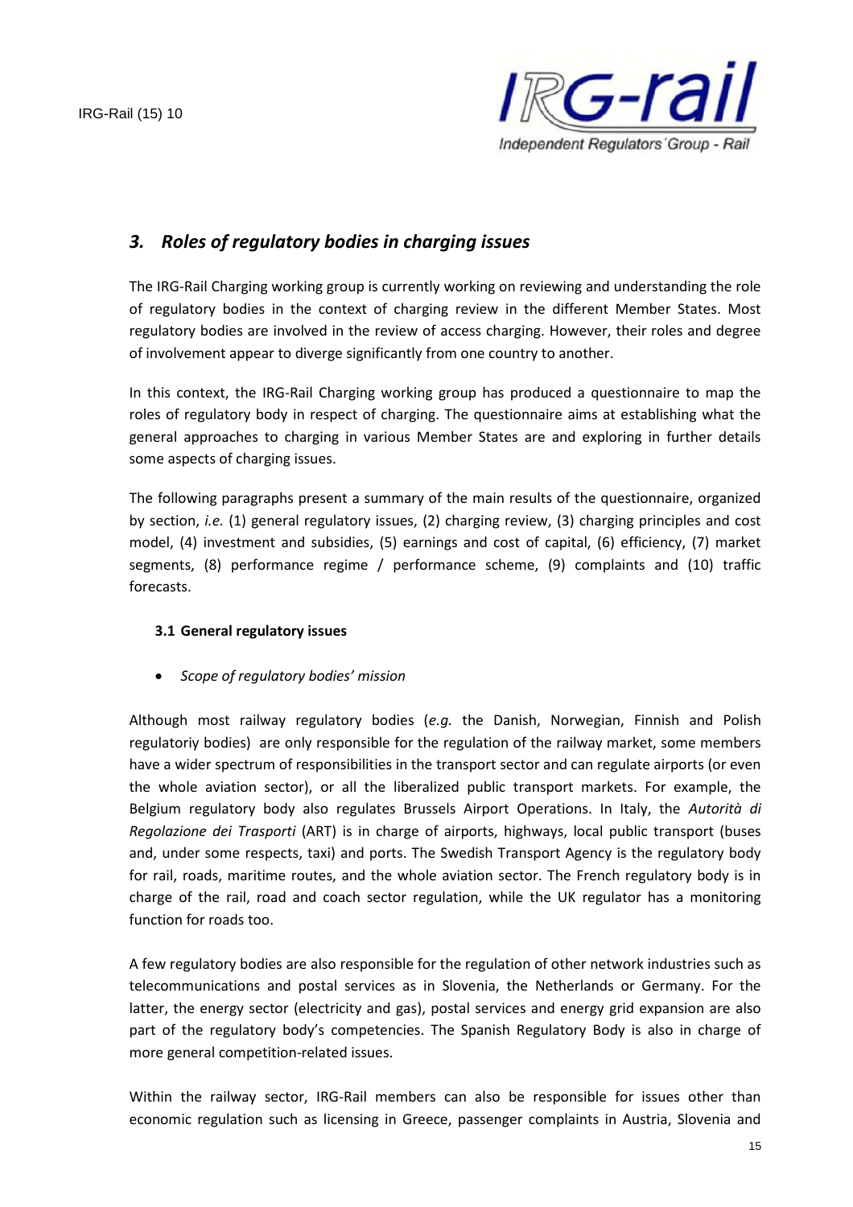## *3. Roles of regulatory bodies in charging issues*

The IRG-Rail Charging working group is currently working on reviewing and understanding the role of regulatory bodies in the context of charging review in the different Member States. Most regulatory bodies are involved in the review of access charging. However, their roles and degree of involvement appear to diverge significantly from one country to another.

In this context, the IRG-Rail Charging working group has produced a questionnaire to map the roles of regulatory body in respect of charging. The questionnaire aims at establishing what the general approaches to charging in various Member States are and exploring in further details some aspects of charging issues.

The following paragraphs present a summary of the main results of the questionnaire, organized by section, *i.e.* (1) general regulatory issues, (2) charging review, (3) charging principles and cost model, (4) investment and subsidies, (5) earnings and cost of capital, (6) efficiency, (7) market segments, (8) performance regime / performance scheme, (9) complaints and (10) traffic forecasts.

### 3.1 General regulatory issues

- *Scope of regulatory bodies' mission*

Although most railway regulatory bodies (*e.g.* the Danish, Norwegian, Finnish and Polish regulatoriy bodies) are only responsible for the regulation of the railway market, some members have a wider spectrum of responsibilities in the transport sector and can regulate airports (or even the whole aviation sector), or all the liberalized public transport markets. For example, the Belgium regulatory body also regulates Brussels Airport Operations. In Italy, the *Autorità di Regolazione dei Trasporti* (ART) is in charge of airports, highways, local public transport (buses and, under some respects, taxi) and ports. The Swedish Transport Agency is the regulatory body for rail, roads, maritime routes, and the whole aviation sector. The French regulatory body is in charge of the rail, road and coach sector regulation, while the UK regulator has a monitoring function for roads too.

A few regulatory bodies are also responsible for the regulation of other network industries such as telecommunications and postal services as in Slovenia, the Netherlands or Germany. For the latter, the energy sector (electricity and gas), postal services and energy grid expansion are also part of the regulatory body's competencies. The Spanish Regulatory Body is also in charge of more general competition-related issues.

Within the railway sector, IRG-Rail members can also be responsible for issues other than economic regulation such as licensing in Greece, passenger complaints in Austria, Slovenia and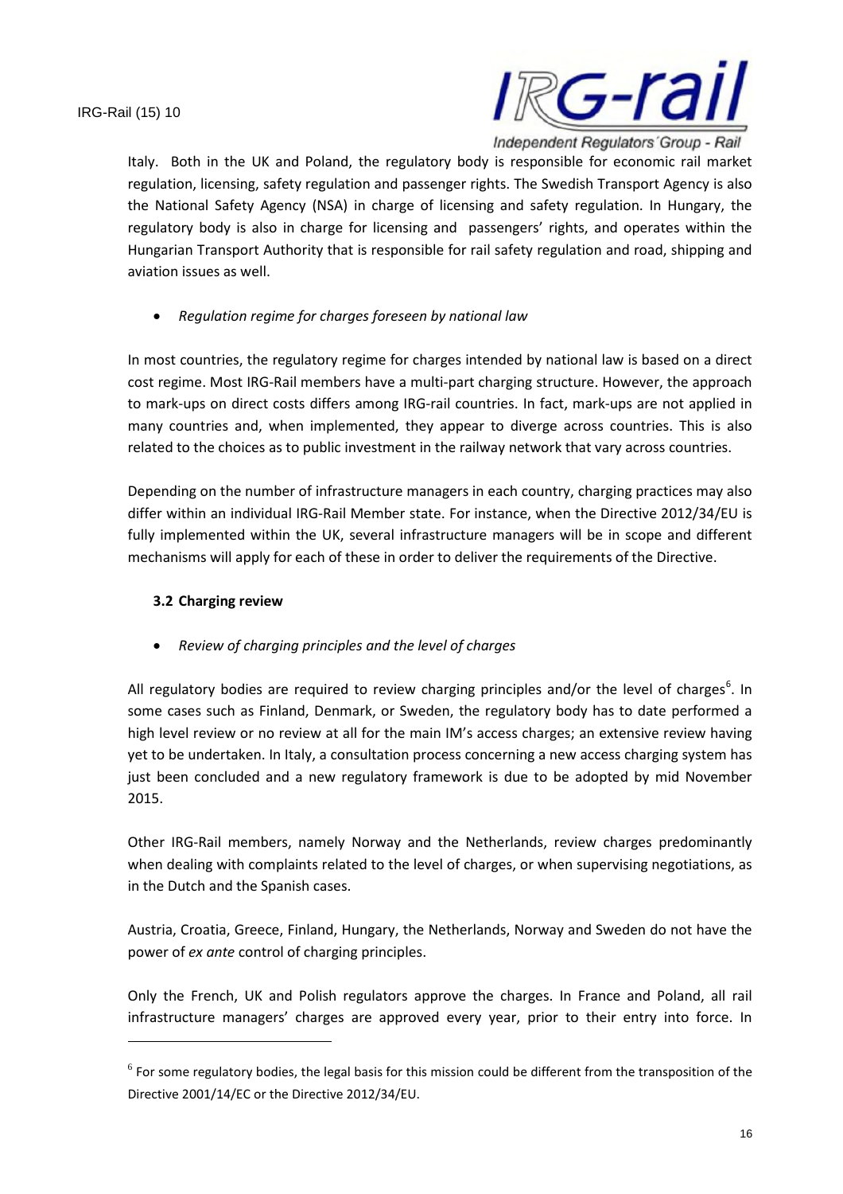Italy. Both in the UK and Poland, the regulatory body is responsible for economic rail market regulation, licensing, safety regulation and passenger rights. The Swedish Transport Agency is also the National Safety Agency (NSA) in charge of licensing and safety regulation. In Hungary, the regulatory body is also in charge for licensing and passengers' rights, and operates within the Hungarian Transport Authority that is responsible for rail safety regulation and road, shipping and aviation issues as well.

- *Regulation regime for charges foreseen by national law*

In most countries, the regulatory regime for charges intended by national law is based on a direct cost regime. Most IRG-Rail members have a multi-part charging structure. However, the approach to mark-ups on direct costs differs among IRG-rail countries. In fact, mark-ups are not applied in many countries and, when implemented, they appear to diverge across countries. This is also related to the choices as to public investment in the railway network that vary across countries.

Depending on the number of infrastructure managers in each country, charging practices may also differ within an individual IRG-Rail Member state. For instance, when the Directive 2012/34/EU is fully implemented within the UK, several infrastructure managers will be in scope and different mechanisms will apply for each of these in order to deliver the requirements of the Directive.

### 3.2 Charging review

- *Review of charging principles and the level of charges*

All regulatory bodies are required to review charging principles and/or the level of charges[6]. In some cases such as Finland, Denmark, or Sweden, the regulatory body has to date performed a high level review or no review at all for the main IM's access charges; an extensive review having yet to be undertaken. In Italy, a consultation process concerning a new access charging system has just been concluded and a new regulatory framework is due to be adopted by mid November 2015.

Other IRG-Rail members, namely Norway and the Netherlands, review charges predominantly when dealing with complaints related to the level of charges, or when supervising negotiations, as in the Dutch and the Spanish cases.

Austria, Croatia, Greece, Finland, Hungary, the Netherlands, Norway and Sweden do not have the power of *ex ante* control of charging principles.

Only the French, UK and Polish regulators approve the charges. In France and Poland, all rail infrastructure managers' charges are approved every year, prior to their entry into force. In

[6] For some regulatory bodies, the legal basis for this mission could be different from the transposition of the Directive 2001/14/EC or the Directive 2012/34/EU.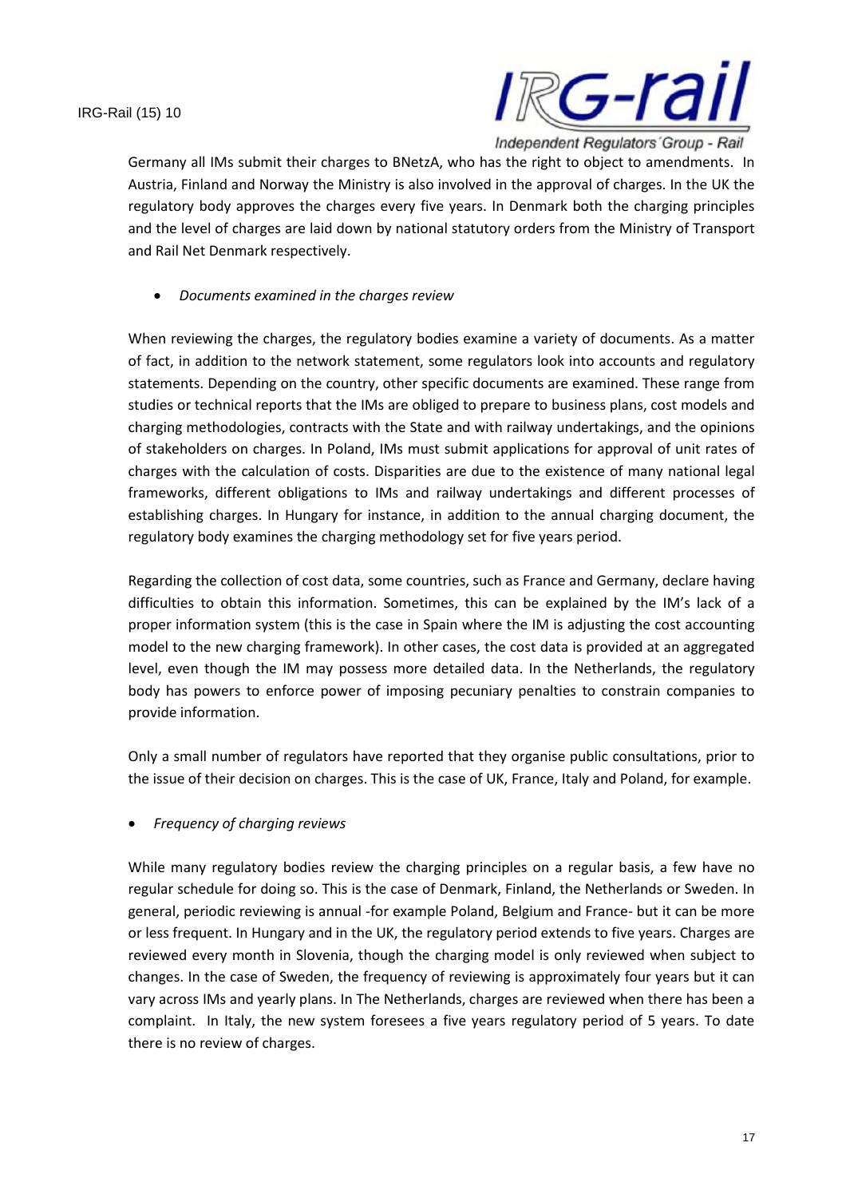Germany all IMs submit their charges to BNetzA, who has the right to object to amendments. In Austria, Finland and Norway the Ministry is also involved in the approval of charges. In the UK the regulatory body approves the charges every five years. In Denmark both the charging principles and the level of charges are laid down by national statutory orders from the Ministry of Transport and Rail Net Denmark respectively.

- *Documents examined in the charges review*

When reviewing the charges, the regulatory bodies examine a variety of documents. As a matter of fact, in addition to the network statement, some regulators look into accounts and regulatory statements. Depending on the country, other specific documents are examined. These range from studies or technical reports that the IMs are obliged to prepare to business plans, cost models and charging methodologies, contracts with the State and with railway undertakings, and the opinions of stakeholders on charges. In Poland, IMs must submit applications for approval of unit rates of charges with the calculation of costs. Disparities are due to the existence of many national legal frameworks, different obligations to IMs and railway undertakings and different processes of establishing charges. In Hungary for instance, in addition to the annual charging document, the regulatory body examines the charging methodology set for five years period.

Regarding the collection of cost data, some countries, such as France and Germany, declare having difficulties to obtain this information. Sometimes, this can be explained by the IM's lack of a proper information system (this is the case in Spain where the IM is adjusting the cost accounting model to the new charging framework). In other cases, the cost data is provided at an aggregated level, even though the IM may possess more detailed data. In the Netherlands, the regulatory body has powers to enforce power of imposing pecuniary penalties to constrain companies to provide information.

Only a small number of regulators have reported that they organise public consultations, prior to the issue of their decision on charges. This is the case of UK, France, Italy and Poland, for example.

- *Frequency of charging reviews*

While many regulatory bodies review the charging principles on a regular basis, a few have no regular schedule for doing so. This is the case of Denmark, Finland, the Netherlands or Sweden. In general, periodic reviewing is annual -for example Poland, Belgium and France- but it can be more or less frequent. In Hungary and in the UK, the regulatory period extends to five years. Charges are reviewed every month in Slovenia, though the charging model is only reviewed when subject to changes. In the case of Sweden, the frequency of reviewing is approximately four years but it can vary across IMs and yearly plans. In The Netherlands, charges are reviewed when there has been a complaint. In Italy, the new system foresees a five years regulatory period of 5 years. To date there is no review of charges.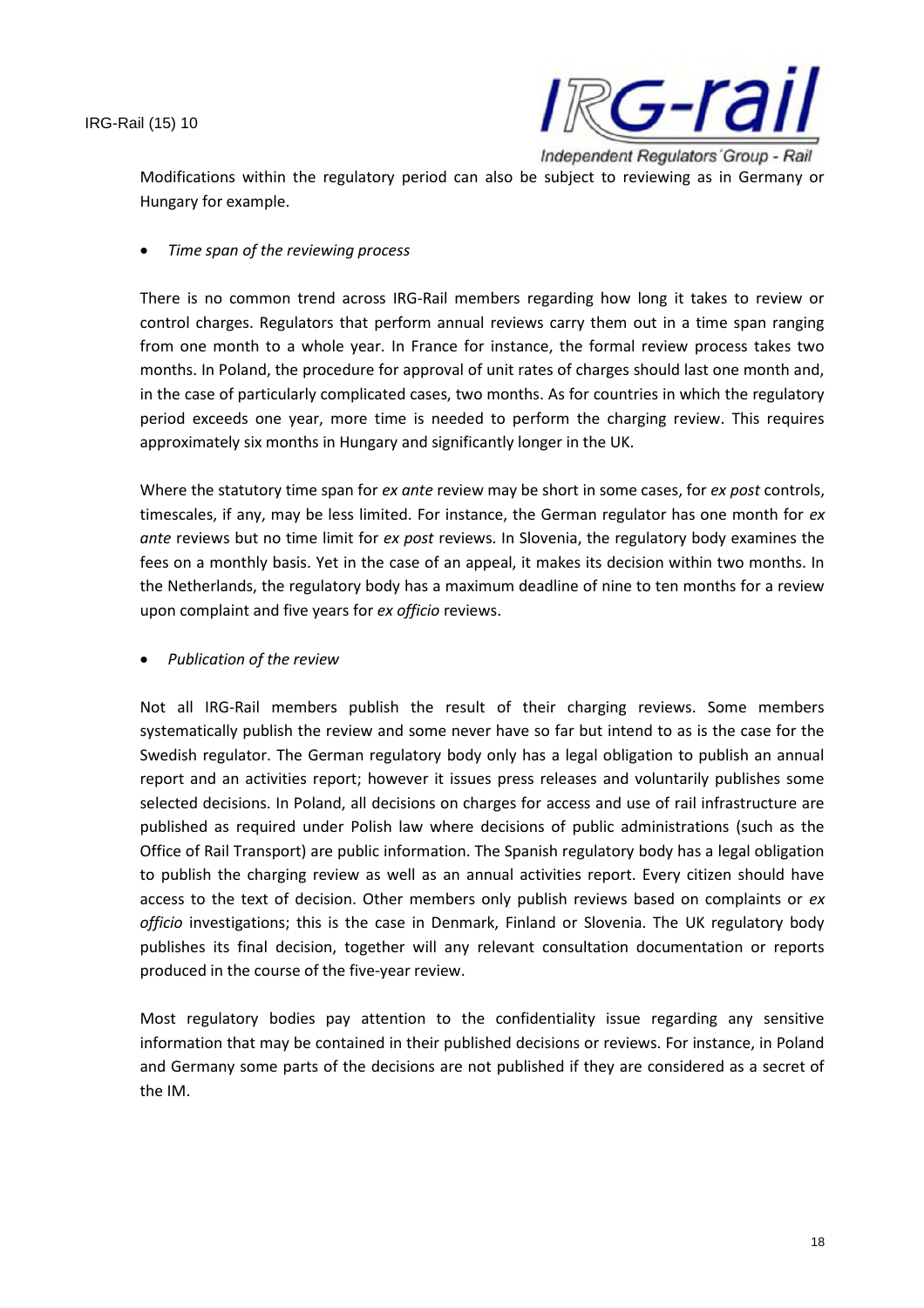Modifications within the regulatory period can also be subject to reviewing as in Germany or Hungary for example.

- *Time span of the reviewing process*

There is no common trend across IRG-Rail members regarding how long it takes to review or control charges. Regulators that perform annual reviews carry them out in a time span ranging from one month to a whole year. In France for instance, the formal review process takes two months. In Poland, the procedure for approval of unit rates of charges should last one month and, in the case of particularly complicated cases, two months. As for countries in which the regulatory period exceeds one year, more time is needed to perform the charging review. This requires approximately six months in Hungary and significantly longer in the UK.

Where the statutory time span for *ex ante* review may be short in some cases, for *ex post* controls, timescales, if any, may be less limited. For instance, the German regulator has one month for *ex ante* reviews but no time limit for *ex post* reviews. In Slovenia, the regulatory body examines the fees on a monthly basis. Yet in the case of an appeal, it makes its decision within two months. In the Netherlands, the regulatory body has a maximum deadline of nine to ten months for a review upon complaint and five years for *ex officio* reviews.

- *Publication of the review*

Not all IRG-Rail members publish the result of their charging reviews. Some members systematically publish the review and some never have so far but intend to as is the case for the Swedish regulator. The German regulatory body only has a legal obligation to publish an annual report and an activities report; however it issues press releases and voluntarily publishes some selected decisions. In Poland, all decisions on charges for access and use of rail infrastructure are published as required under Polish law where decisions of public administrations (such as the Office of Rail Transport) are public information. The Spanish regulatory body has a legal obligation to publish the charging review as well as an annual activities report. Every citizen should have access to the text of decision. Other members only publish reviews based on complaints or *ex officio* investigations; this is the case in Denmark, Finland or Slovenia. The UK regulatory body publishes its final decision, together will any relevant consultation documentation or reports produced in the course of the five-year review.

Most regulatory bodies pay attention to the confidentiality issue regarding any sensitive information that may be contained in their published decisions or reviews. For instance, in Poland and Germany some parts of the decisions are not published if they are considered as a secret of the IM.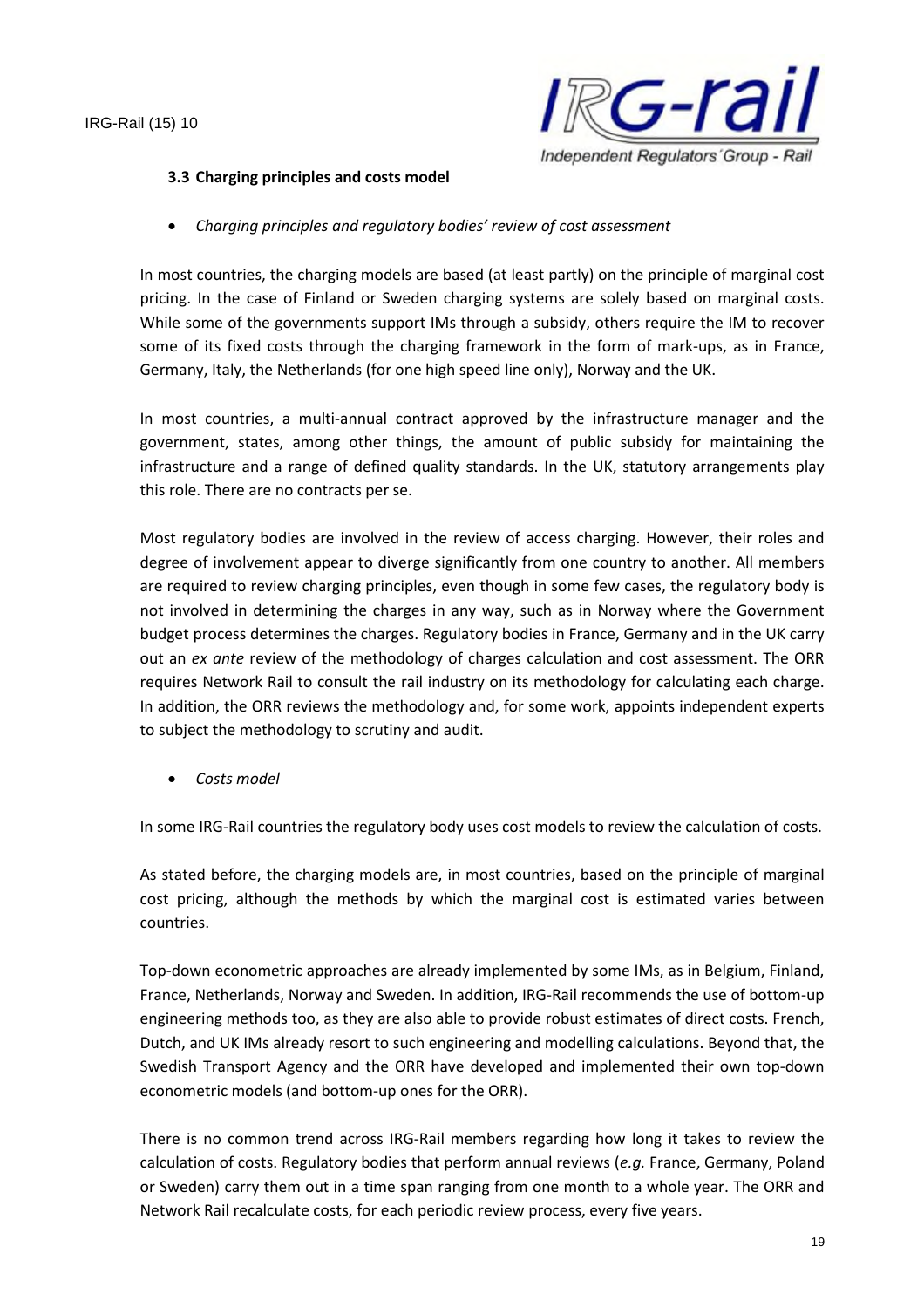### 3.3 Charging principles and costs model

- *Charging principles and regulatory bodies' review of cost assessment*

In most countries, the charging models are based (at least partly) on the principle of marginal cost pricing. In the case of Finland or Sweden charging systems are solely based on marginal costs. While some of the governments support IMs through a subsidy, others require the IM to recover some of its fixed costs through the charging framework in the form of mark-ups, as in France, Germany, Italy, the Netherlands (for one high speed line only), Norway and the UK.

In most countries, a multi-annual contract approved by the infrastructure manager and the government, states, among other things, the amount of public subsidy for maintaining the infrastructure and a range of defined quality standards. In the UK, statutory arrangements play this role. There are no contracts per se.

Most regulatory bodies are involved in the review of access charging. However, their roles and degree of involvement appear to diverge significantly from one country to another. All members are required to review charging principles, even though in some few cases, the regulatory body is not involved in determining the charges in any way, such as in Norway where the Government budget process determines the charges. Regulatory bodies in France, Germany and in the UK carry out an *ex ante* review of the methodology of charges calculation and cost assessment. The ORR requires Network Rail to consult the rail industry on its methodology for calculating each charge. In addition, the ORR reviews the methodology and, for some work, appoints independent experts to subject the methodology to scrutiny and audit.

- *Costs model*

In some IRG-Rail countries the regulatory body uses cost models to review the calculation of costs.

As stated before, the charging models are, in most countries, based on the principle of marginal cost pricing, although the methods by which the marginal cost is estimated varies between countries.

Top-down econometric approaches are already implemented by some IMs, as in Belgium, Finland, France, Netherlands, Norway and Sweden. In addition, IRG-Rail recommends the use of bottom-up engineering methods too, as they are also able to provide robust estimates of direct costs. French, Dutch, and UK IMs already resort to such engineering and modelling calculations. Beyond that, the Swedish Transport Agency and the ORR have developed and implemented their own top-down econometric models (and bottom-up ones for the ORR).

There is no common trend across IRG-Rail members regarding how long it takes to review the calculation of costs. Regulatory bodies that perform annual reviews (*e.g.* France, Germany, Poland or Sweden) carry them out in a time span ranging from one month to a whole year. The ORR and Network Rail recalculate costs, for each periodic review process, every five years.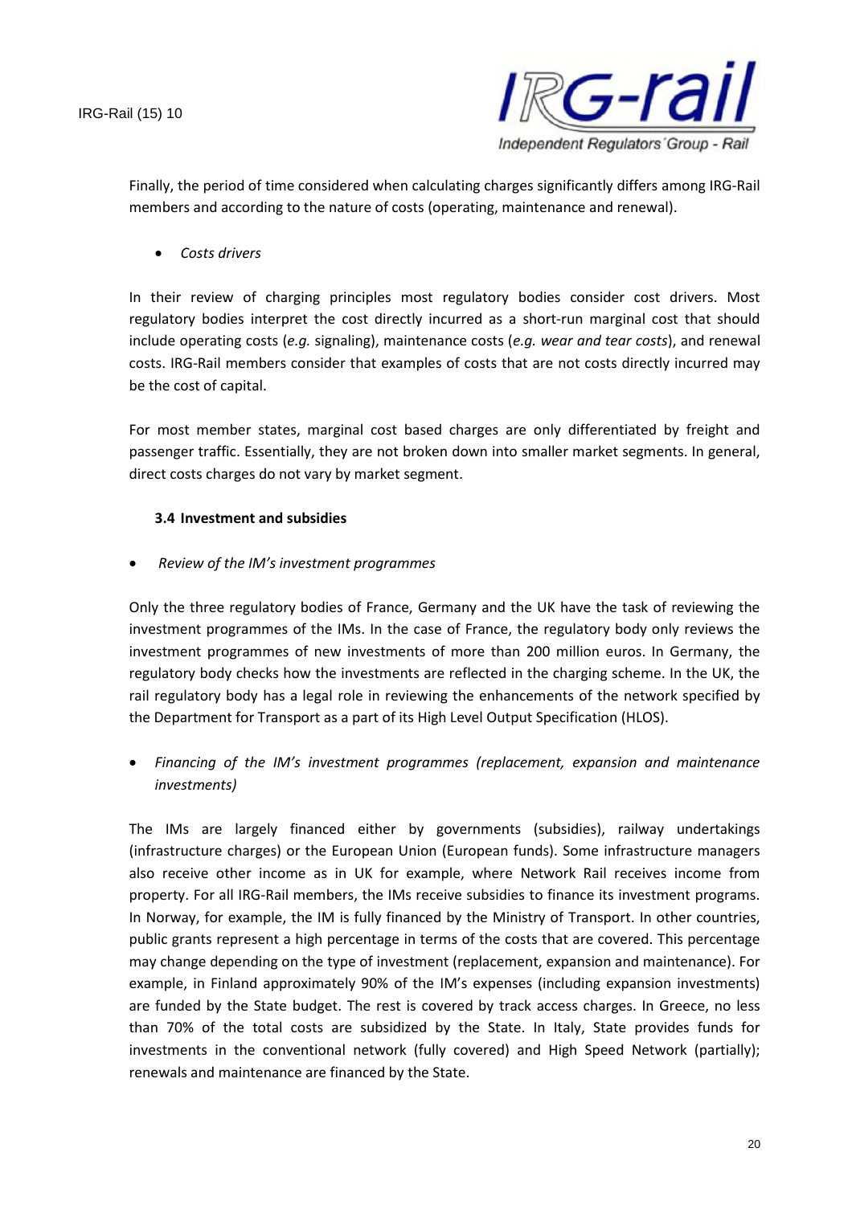Finally, the period of time considered when calculating charges significantly differs among IRG-Rail members and according to the nature of costs (operating, maintenance and renewal).

- *Costs drivers*

In their review of charging principles most regulatory bodies consider cost drivers. Most regulatory bodies interpret the cost directly incurred as a short-run marginal cost that should include operating costs (*e.g.* signaling), maintenance costs (*e.g. wear and tear costs*), and renewal costs. IRG-Rail members consider that examples of costs that are not costs directly incurred may be the cost of capital.

For most member states, marginal cost based charges are only differentiated by freight and passenger traffic. Essentially, they are not broken down into smaller market segments. In general, direct costs charges do not vary by market segment.

### 3.4 Investment and subsidies

- *Review of the IM's investment programmes*

Only the three regulatory bodies of France, Germany and the UK have the task of reviewing the investment programmes of the IMs. In the case of France, the regulatory body only reviews the investment programmes of new investments of more than 200 million euros. In Germany, the regulatory body checks how the investments are reflected in the charging scheme. In the UK, the rail regulatory body has a legal role in reviewing the enhancements of the network specified by the Department for Transport as a part of its High Level Output Specification (HLOS).

- *Financing of the IM's investment programmes (replacement, expansion and maintenance investments)*

The IMs are largely financed either by governments (subsidies), railway undertakings (infrastructure charges) or the European Union (European funds). Some infrastructure managers also receive other income as in UK for example, where Network Rail receives income from property. For all IRG-Rail members, the IMs receive subsidies to finance its investment programs. In Norway, for example, the IM is fully financed by the Ministry of Transport. In other countries, public grants represent a high percentage in terms of the costs that are covered. This percentage may change depending on the type of investment (replacement, expansion and maintenance). For example, in Finland approximately 90% of the IM's expenses (including expansion investments) are funded by the State budget. The rest is covered by track access charges. In Greece, no less than 70% of the total costs are subsidized by the State. In Italy, State provides funds for investments in the conventional network (fully covered) and High Speed Network (partially); renewals and maintenance are financed by the State.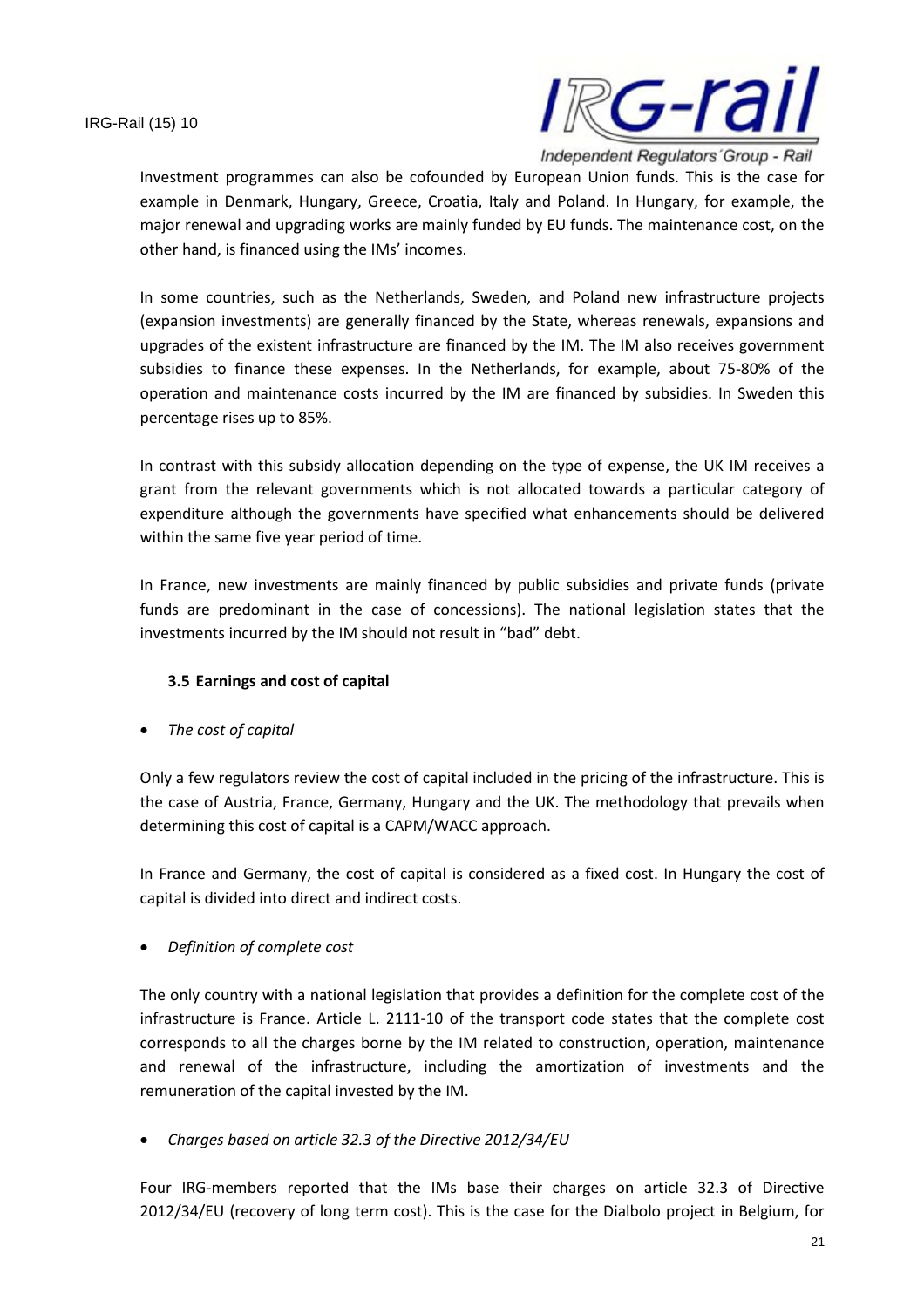Investment programmes can also be cofounded by European Union funds. This is the case for example in Denmark, Hungary, Greece, Croatia, Italy and Poland. In Hungary, for example, the major renewal and upgrading works are mainly funded by EU funds. The maintenance cost, on the other hand, is financed using the IMs' incomes.

In some countries, such as the Netherlands, Sweden, and Poland new infrastructure projects (expansion investments) are generally financed by the State, whereas renewals, expansions and upgrades of the existent infrastructure are financed by the IM. The IM also receives government subsidies to finance these expenses. In the Netherlands, for example, about 75-80% of the operation and maintenance costs incurred by the IM are financed by subsidies. In Sweden this percentage rises up to 85%.

In contrast with this subsidy allocation depending on the type of expense, the UK IM receives a grant from the relevant governments which is not allocated towards a particular category of expenditure although the governments have specified what enhancements should be delivered within the same five year period of time.

In France, new investments are mainly financed by public subsidies and private funds (private funds are predominant in the case of concessions). The national legislation states that the investments incurred by the IM should not result in "bad" debt.

### 3.5 Earnings and cost of capital

- *The cost of capital*

Only a few regulators review the cost of capital included in the pricing of the infrastructure. This is the case of Austria, France, Germany, Hungary and the UK. The methodology that prevails when determining this cost of capital is a CAPM/WACC approach.

In France and Germany, the cost of capital is considered as a fixed cost. In Hungary the cost of capital is divided into direct and indirect costs.

- *Definition of complete cost*

The only country with a national legislation that provides a definition for the complete cost of the infrastructure is France. Article L. 2111-10 of the transport code states that the complete cost corresponds to all the charges borne by the IM related to construction, operation, maintenance and renewal of the infrastructure, including the amortization of investments and the remuneration of the capital invested by the IM.

- *Charges based on article 32.3 of the Directive 2012/34/EU*

Four IRG-members reported that the IMs base their charges on article 32.3 of Directive 2012/34/EU (recovery of long term cost). This is the case for the Dialbolo project in Belgium, for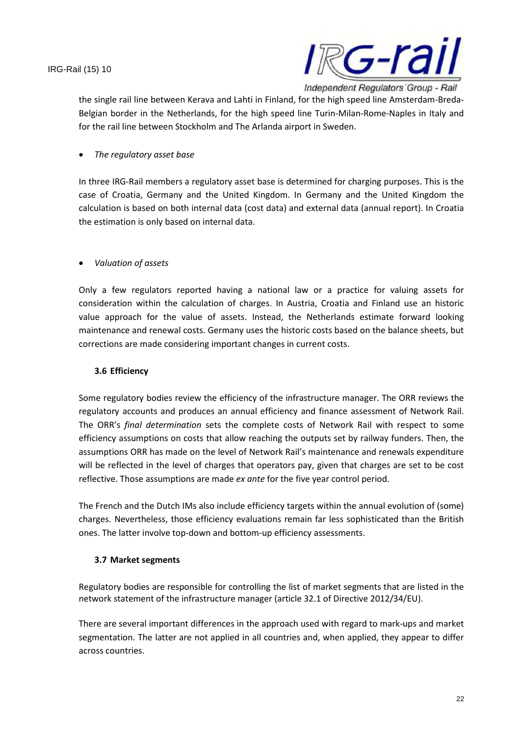the single rail line between Kerava and Lahti in Finland, for the high speed line Amsterdam-Breda-Belgian border in the Netherlands, for the high speed line Turin-Milan-Rome-Naples in Italy and for the rail line between Stockholm and The Arlanda airport in Sweden.

- *The regulatory asset base*

In three IRG-Rail members a regulatory asset base is determined for charging purposes. This is the case of Croatia, Germany and the United Kingdom. In Germany and the United Kingdom the calculation is based on both internal data (cost data) and external data (annual report). In Croatia the estimation is only based on internal data.

- *Valuation of assets*

Only a few regulators reported having a national law or a practice for valuing assets for consideration within the calculation of charges. In Austria, Croatia and Finland use an historic value approach for the value of assets. Instead, the Netherlands estimate forward looking maintenance and renewal costs. Germany uses the historic costs based on the balance sheets, but corrections are made considering important changes in current costs.

### 3.6 Efficiency

Some regulatory bodies review the efficiency of the infrastructure manager. The ORR reviews the regulatory accounts and produces an annual efficiency and finance assessment of Network Rail. The ORR's *final determination* sets the complete costs of Network Rail with respect to some efficiency assumptions on costs that allow reaching the outputs set by railway funders. Then, the assumptions ORR has made on the level of Network Rail's maintenance and renewals expenditure will be reflected in the level of charges that operators pay, given that charges are set to be cost reflective. Those assumptions are made *ex ante* for the five year control period.

The French and the Dutch IMs also include efficiency targets within the annual evolution of (some) charges. Nevertheless, those efficiency evaluations remain far less sophisticated than the British ones. The latter involve top-down and bottom-up efficiency assessments.

### 3.7 Market segments

Regulatory bodies are responsible for controlling the list of market segments that are listed in the network statement of the infrastructure manager (article 32.1 of Directive 2012/34/EU).

There are several important differences in the approach used with regard to mark-ups and market segmentation. The latter are not applied in all countries and, when applied, they appear to differ across countries.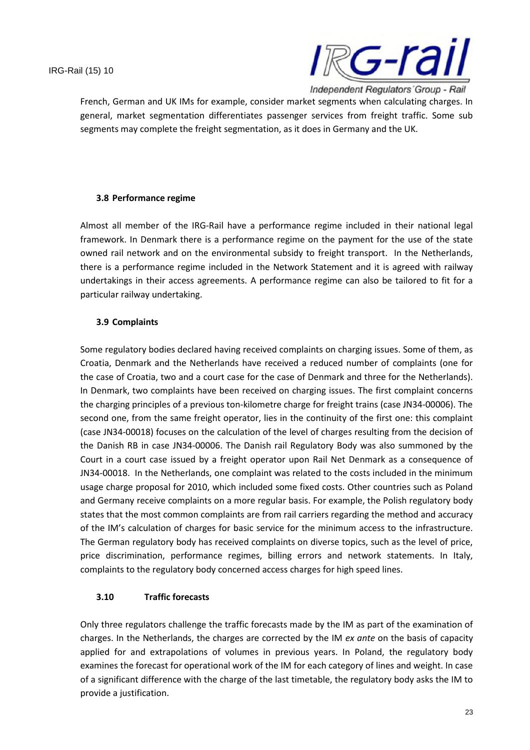French, German and UK IMs for example, consider market segments when calculating charges. In general, market segmentation differentiates passenger services from freight traffic. Some sub segments may complete the freight segmentation, as it does in Germany and the UK.

### 3.8 Performance regime

Almost all member of the IRG-Rail have a performance regime included in their national legal framework. In Denmark there is a performance regime on the payment for the use of the state owned rail network and on the environmental subsidy to freight transport. In the Netherlands, there is a performance regime included in the Network Statement and it is agreed with railway undertakings in their access agreements. A performance regime can also be tailored to fit for a particular railway undertaking.

### 3.9 Complaints

Some regulatory bodies declared having received complaints on charging issues. Some of them, as Croatia, Denmark and the Netherlands have received a reduced number of complaints (one for the case of Croatia, two and a court case for the case of Denmark and three for the Netherlands). In Denmark, two complaints have been received on charging issues. The first complaint concerns the charging principles of a previous ton-kilometre charge for freight trains (case JN34-00006). The second one, from the same freight operator, lies in the continuity of the first one: this complaint (case JN34-00018) focuses on the calculation of the level of charges resulting from the decision of the Danish RB in case JN34-00006. The Danish rail Regulatory Body was also summoned by the Court in a court case issued by a freight operator upon Rail Net Denmark as a consequence of JN34-00018. In the Netherlands, one complaint was related to the costs included in the minimum usage charge proposal for 2010, which included some fixed costs. Other countries such as Poland and Germany receive complaints on a more regular basis. For example, the Polish regulatory body states that the most common complaints are from rail carriers regarding the method and accuracy of the IM's calculation of charges for basic service for the minimum access to the infrastructure. The German regulatory body has received complaints on diverse topics, such as the level of price, price discrimination, performance regimes, billing errors and network statements. In Italy, complaints to the regulatory body concerned access charges for high speed lines.

### 3.10 Traffic forecasts

Only three regulators challenge the traffic forecasts made by the IM as part of the examination of charges. In the Netherlands, the charges are corrected by the IM *ex ante* on the basis of capacity applied for and extrapolations of volumes in previous years. In Poland, the regulatory body examines the forecast for operational work of the IM for each category of lines and weight. In case of a significant difference with the charge of the last timetable, the regulatory body asks the IM to provide a justification.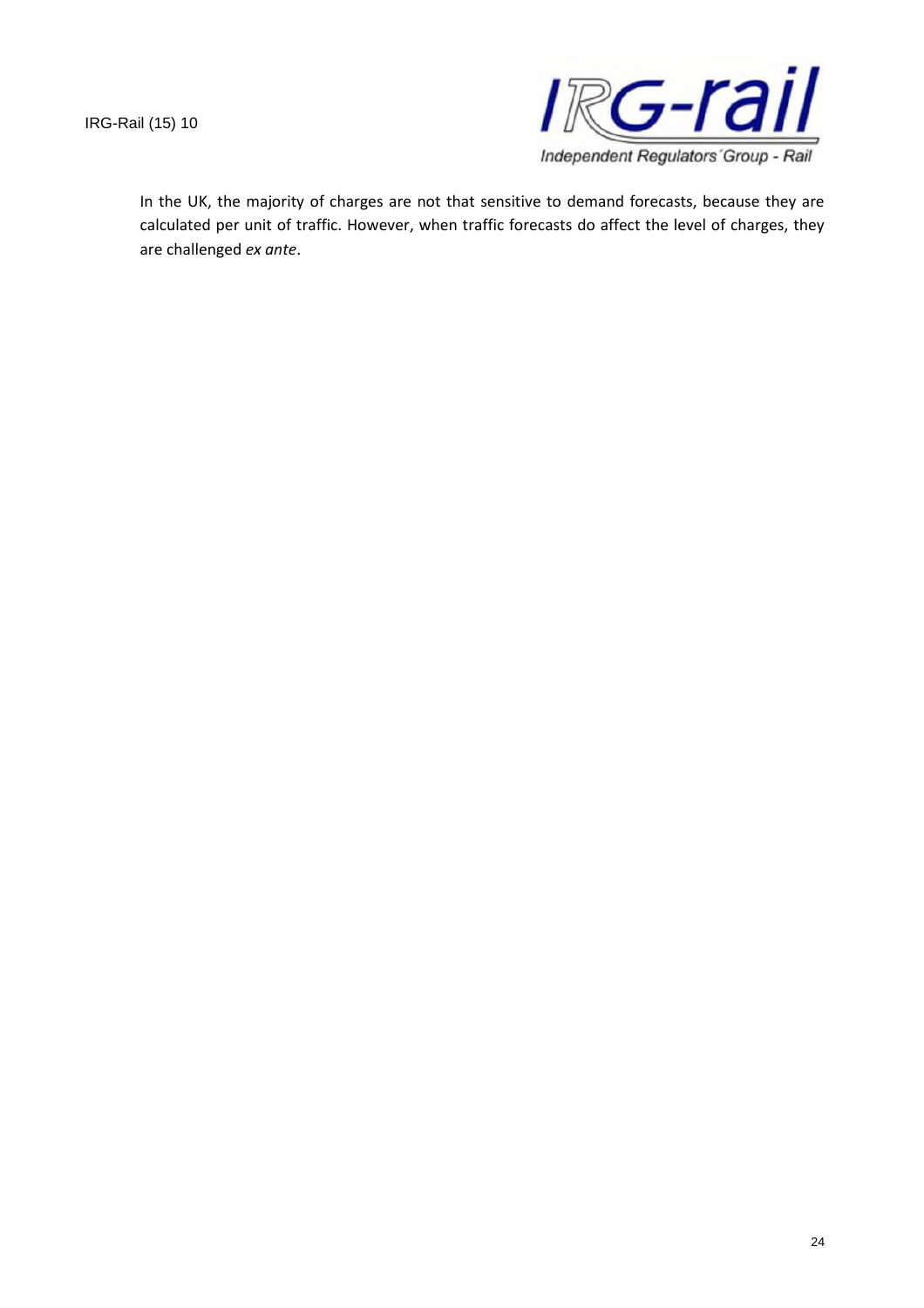In the UK, the majority of charges are not that sensitive to demand forecasts, because they are calculated per unit of traffic. However, when traffic forecasts do affect the level of charges, they are challenged *ex ante*.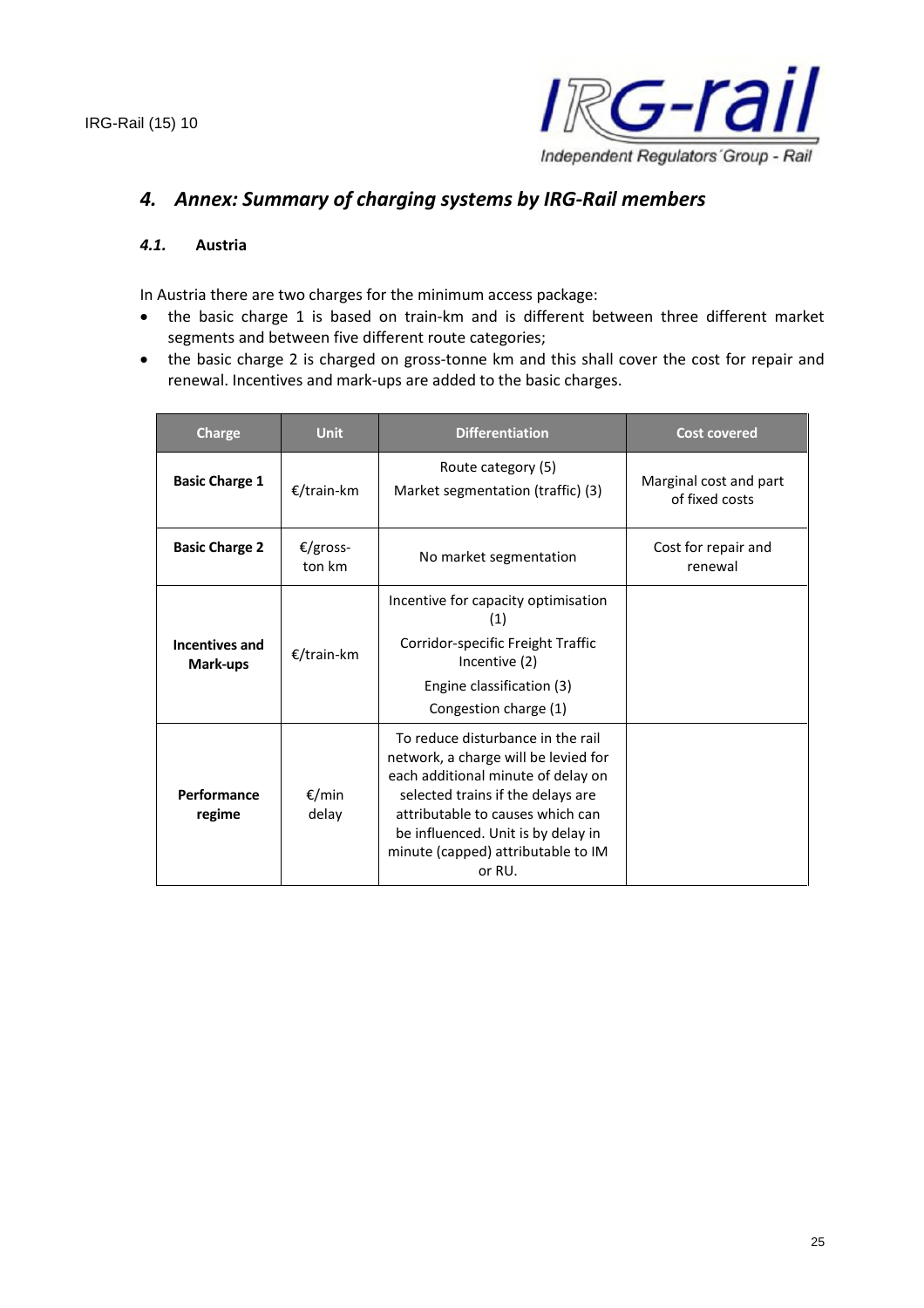## 4. Annex: Summary of charging systems by IRG-Rail members

### 4.1. Austria

In Austria there are two charges for the minimum access package:

- the basic charge 1 is based on train-km and is different between three different market segments and between five different route categories;
- the basic charge 2 is charged on gross-tonne km and this shall cover the cost for repair and renewal. Incentives and mark-ups are added to the basic charges.

| Charge | Unit | Differentiation | Cost covered |
|---|---|---|---|
| **Basic Charge 1** | €/train-km | Route category (5)<br>Market segmentation (traffic) (3) | Marginal cost and part of fixed costs |
| **Basic Charge 2** | €/gross-ton km | No market segmentation | Cost for repair and renewal |
| **Incentives and Mark-ups** | €/train-km | Incentive for capacity optimisation (1)<br>Corridor-specific Freight Traffic Incentive (2)<br>Engine classification (3)<br>Congestion charge (1) | |
| **Performance regime** | €/min delay | To reduce disturbance in the rail network, a charge will be levied for each additional minute of delay on selected trains if the delays are attributable to causes which can be influenced. Unit is by delay in minute (capped) attributable to IM or RU. | |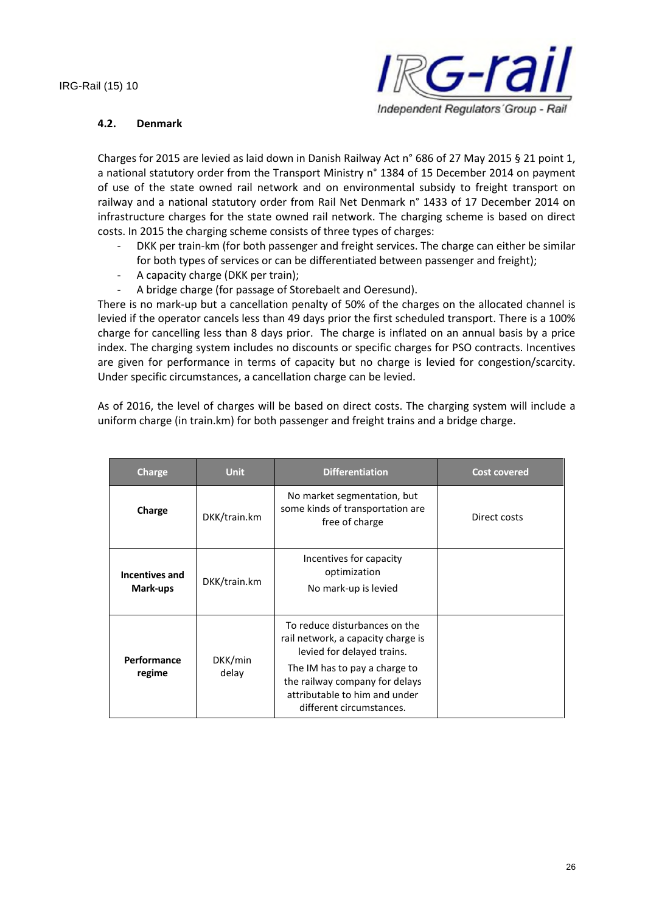## 4.2. Denmark

Charges for 2015 are levied as laid down in Danish Railway Act n° 686 of 27 May 2015 § 21 point 1, a national statutory order from the Transport Ministry n° 1384 of 15 December 2014 on payment of use of the state owned rail network and on environmental subsidy to freight transport on railway and a national statutory order from Rail Net Denmark n° 1433 of 17 December 2014 on infrastructure charges for the state owned rail network. The charging scheme is based on direct costs. In 2015 the charging scheme consists of three types of charges:

- DKK per train-km (for both passenger and freight services. The charge can either be similar for both types of services or can be differentiated between passenger and freight);
- A capacity charge (DKK per train);
- A bridge charge (for passage of Storebaelt and Oeresund).

There is no mark-up but a cancellation penalty of 50% of the charges on the allocated channel is levied if the operator cancels less than 49 days prior the first scheduled transport. There is a 100% charge for cancelling less than 8 days prior. The charge is inflated on an annual basis by a price index. The charging system includes no discounts or specific charges for PSO contracts. Incentives are given for performance in terms of capacity but no charge is levied for congestion/scarcity. Under specific circumstances, a cancellation charge can be levied.

As of 2016, the level of charges will be based on direct costs. The charging system will include a uniform charge (in train.km) for both passenger and freight trains and a bridge charge.

| Charge | Unit | Differentiation | Cost covered |
|---|---|---|---|
| **Charge** | DKK/train.km | No market segmentation, but some kinds of transportation are free of charge | Direct costs |
| **Incentives and Mark-ups** | DKK/train.km | Incentives for capacity optimization<br>No mark-up is levied | |
| **Performance regime** | DKK/min delay | To reduce disturbances on the rail network, a capacity charge is levied for delayed trains.<br>The IM has to pay a charge to the railway company for delays attributable to him and under different circumstances. | |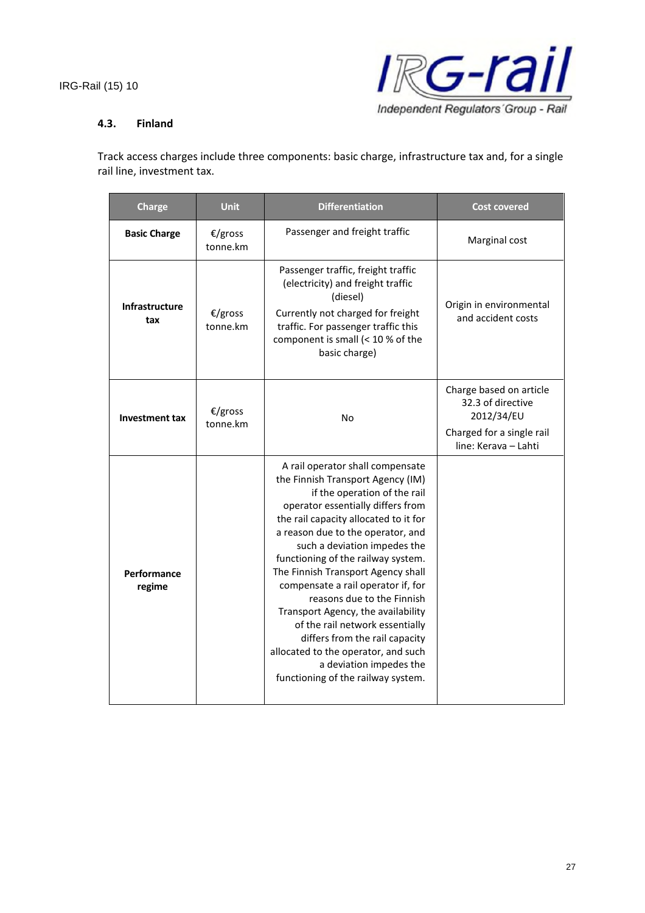### 4.3. Finland

Track access charges include three components: basic charge, infrastructure tax and, for a single rail line, investment tax.

| Charge | Unit | Differentiation | Cost covered |
|---|---|---|---|
| **Basic Charge** | €/gross tonne.km | Passenger and freight traffic | Marginal cost |
| **Infrastructure tax** | €/gross tonne.km | Passenger traffic, freight traffic (electricity) and freight traffic (diesel)<br>Currently not charged for freight traffic. For passenger traffic this component is small (< 10 % of the basic charge) | Origin in environmental and accident costs |
| **Investment tax** | €/gross tonne.km | No | Charge based on article 32.3 of directive 2012/34/EU<br>Charged for a single rail line: Kerava – Lahti |
| **Performance regime** | | A rail operator shall compensate the Finnish Transport Agency (IM) if the operation of the rail operator essentially differs from the rail capacity allocated to it for a reason due to the operator, and such a deviation impedes the functioning of the railway system. The Finnish Transport Agency shall compensate a rail operator if, for reasons due to the Finnish Transport Agency, the availability of the rail network essentially differs from the rail capacity allocated to the operator, and such a deviation impedes the functioning of the railway system. | |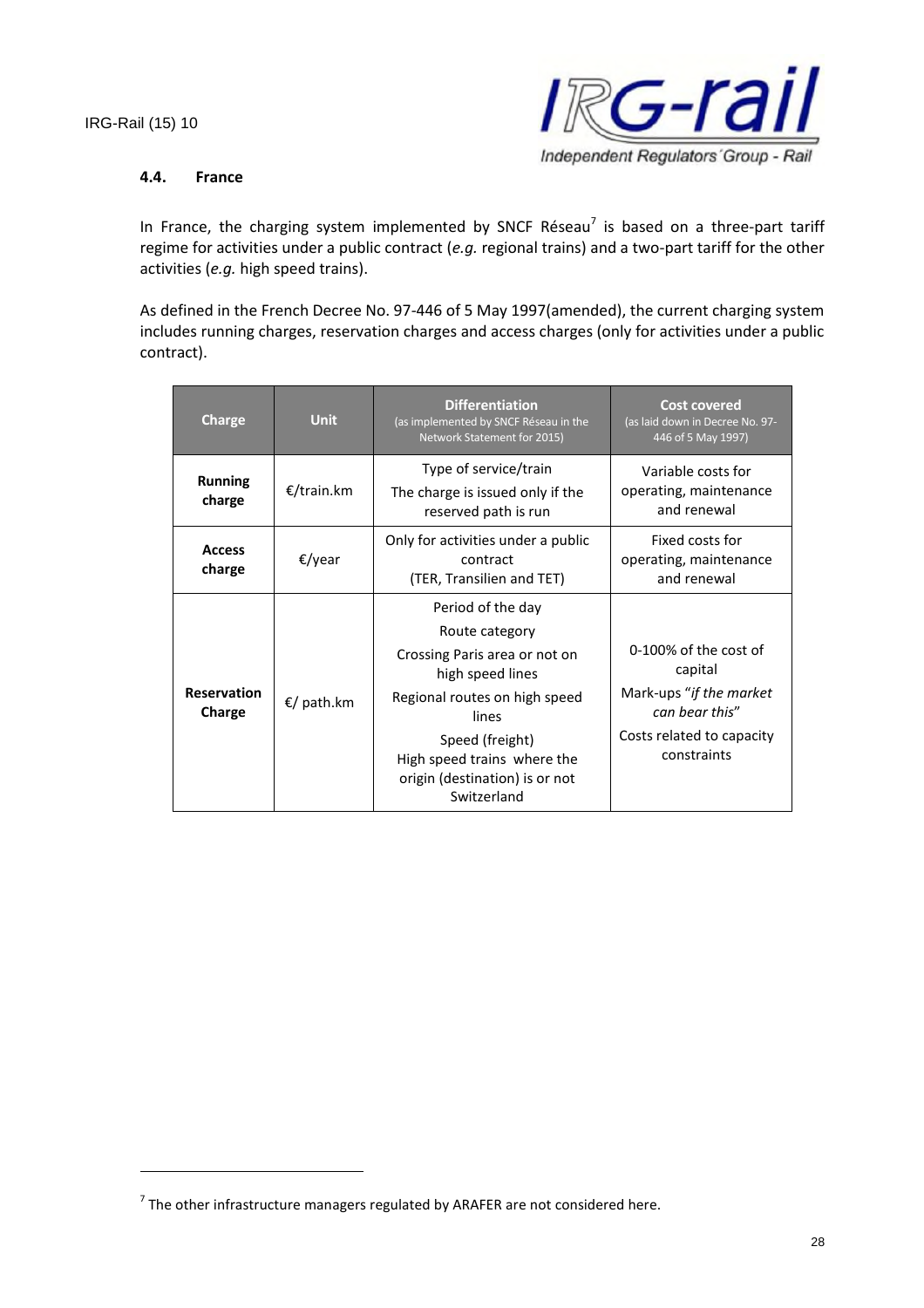### 4.4. France

In France, the charging system implemented by SNCF Réseau[7] is based on a three-part tariff regime for activities under a public contract (*e.g.* regional trains) and a two-part tariff for the other activities (*e.g.* high speed trains).

As defined in the French Decree No. 97-446 of 5 May 1997(amended), the current charging system includes running charges, reservation charges and access charges (only for activities under a public contract).

| Charge | Unit | Differentiation (as implemented by SNCF Réseau in the Network Statement for 2015) | Cost covered (as laid down in Decree No. 97-446 of 5 May 1997) |
|---|---|---|---|
| **Running charge** | €/train.km | Type of service/train<br>The charge is issued only if the reserved path is run | Variable costs for operating, maintenance and renewal |
| **Access charge** | €/year | Only for activities under a public contract<br>(TER, Transilien and TET) | Fixed costs for operating, maintenance and renewal |
| **Reservation Charge** | €/ path.km | Period of the day<br>Route category<br>Crossing Paris area or not on high speed lines<br>Regional routes on high speed lines<br>Speed (freight)<br>High speed trains where the origin (destination) is or not Switzerland | 0-100% of the cost of capital<br>Mark-ups "*if the market can bear this*"<br>Costs related to capacity constraints |

[7] The other infrastructure managers regulated by ARAFER are not considered here.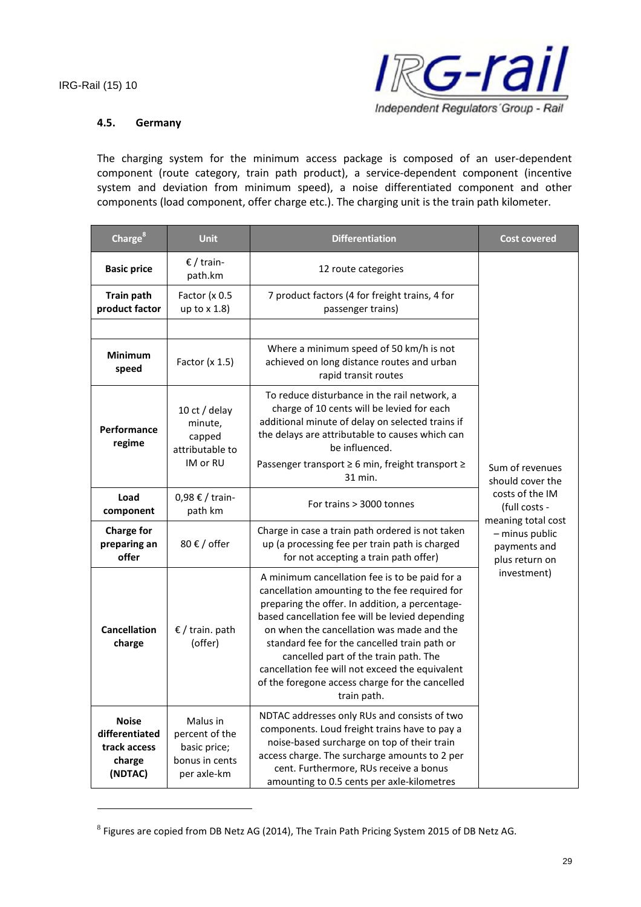### 4.5. Germany

The charging system for the minimum access package is composed of an user-dependent component (route category, train path product), a service-dependent component (incentive system and deviation from minimum speed), a noise differentiated component and other components (load component, offer charge etc.). The charging unit is the train path kilometer.

| Charge[8] | Unit | Differentiation | Cost covered |
|---|---|---|---|
| **Basic price** | € / train-path.km | 12 route categories | Sum of revenues should cover the costs of the IM (full costs - meaning total cost – minus public payments and plus return on investment) |
| **Train path product factor** | Factor (x 0.5 up to x 1.8) | 7 product factors (4 for freight trains, 4 for passenger trains) | |
| | | | |
| **Minimum speed** | Factor (x 1.5) | Where a minimum speed of 50 km/h is not achieved on long distance routes and urban rapid transit routes | |
| **Performance regime** | 10 ct / delay minute, capped attributable to IM or RU | To reduce disturbance in the rail network, a charge of 10 cents will be levied for each additional minute of delay on selected trains if the delays are attributable to causes which can be influenced.<br>Passenger transport ≥ 6 min, freight transport ≥ 31 min. | |
| **Load component** | 0,98 € / train-path km | For trains > 3000 tonnes | |
| **Charge for preparing an offer** | 80 € / offer | Charge in case a train path ordered is not taken up (a processing fee per train path is charged for not accepting a train path offer) | |
| **Cancellation charge** | € / train. path (offer) | A minimum cancellation fee is to be paid for a cancellation amounting to the fee required for preparing the offer. In addition, a percentage-based cancellation fee will be levied depending on when the cancellation was made and the standard fee for the cancelled train path or cancelled part of the train path. The cancellation fee will not exceed the equivalent of the foregone access charge for the cancelled train path. | |
| **Noise differentiated track access charge (NDTAC)** | Malus in percent of the basic price; bonus in cents per axle-km | NDTAC addresses only RUs and consists of two components. Loud freight trains have to pay a noise-based surcharge on top of their train access charge. The surcharge amounts to 2 per cent. Furthermore, RUs receive a bonus amounting to 0.5 cents per axle-kilometres | |

[8] Figures are copied from DB Netz AG (2014), The Train Path Pricing System 2015 of DB Netz AG.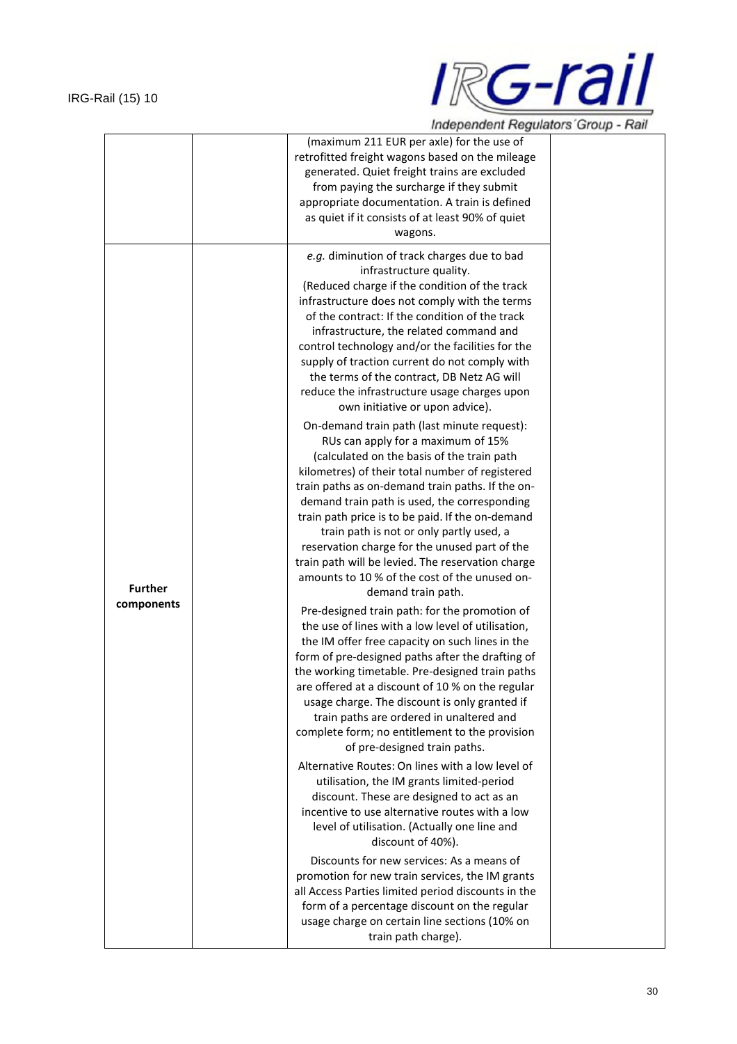| | | | |
|---|---|---|---|
| | | (maximum 211 EUR per axle) for the use of retrofitted freight wagons based on the mileage generated. Quiet freight trains are excluded from paying the surcharge if they submit appropriate documentation. A train is defined as quiet if it consists of at least 90% of quiet wagons. | |
| **Further components** | | *e.g.* diminution of track charges due to bad infrastructure quality.<br>(Reduced charge if the condition of the track infrastructure does not comply with the terms of the contract: If the condition of the track infrastructure, the related command and control technology and/or the facilities for the supply of traction current do not comply with the terms of the contract, DB Netz AG will reduce the infrastructure usage charges upon own initiative or upon advice).<br><br>On-demand train path (last minute request): RUs can apply for a maximum of 15% (calculated on the basis of the train path kilometres) of their total number of registered train paths as on-demand train paths. If the on-demand train path is used, the corresponding train path price is to be paid. If the on-demand train path is not or only partly used, a reservation charge for the unused part of the train path will be levied. The reservation charge amounts to 10 % of the cost of the unused on-demand train path.<br><br>Pre-designed train path: for the promotion of the use of lines with a low level of utilisation, the IM offer free capacity on such lines in the form of pre-designed paths after the drafting of the working timetable. Pre-designed train paths are offered at a discount of 10 % on the regular usage charge. The discount is only granted if train paths are ordered in unaltered and complete form; no entitlement to the provision of pre-designed train paths.<br><br>Alternative Routes: On lines with a low level of utilisation, the IM grants limited-period discount. These are designed to act as an incentive to use alternative routes with a low level of utilisation. (Actually one line and discount of 40%).<br><br>Discounts for new services: As a means of promotion for new train services, the IM grants all Access Parties limited period discounts in the form of a percentage discount on the regular usage charge on certain line sections (10% on train path charge). | |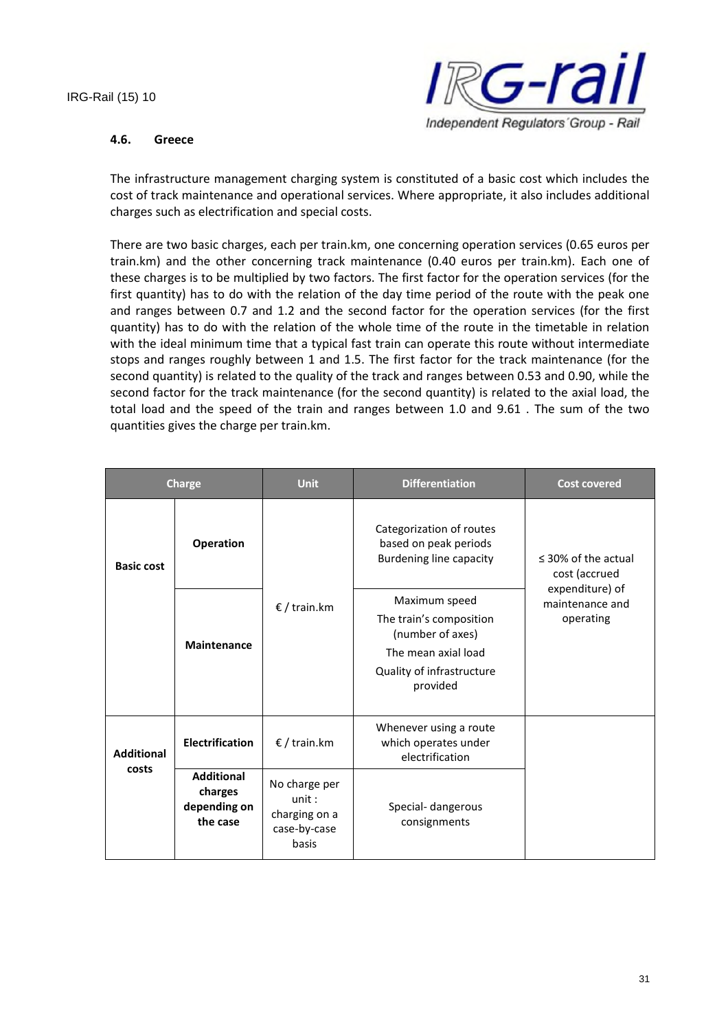### 4.6. Greece

The infrastructure management charging system is constituted of a basic cost which includes the cost of track maintenance and operational services. Where appropriate, it also includes additional charges such as electrification and special costs.

There are two basic charges, each per train.km, one concerning operation services (0.65 euros per train.km) and the other concerning track maintenance (0.40 euros per train.km). Each one of these charges is to be multiplied by two factors. The first factor for the operation services (for the first quantity) has to do with the relation of the day time period of the route with the peak one and ranges between 0.7 and 1.2 and the second factor for the operation services (for the first quantity) has to do with the relation of the whole time of the route in the timetable in relation with the ideal minimum time that a typical fast train can operate this route without intermediate stops and ranges roughly between 1 and 1.5. The first factor for the track maintenance (for the second quantity) is related to the quality of the track and ranges between 0.53 and 0.90, while the second factor for the track maintenance (for the second quantity) is related to the axial load, the total load and the speed of the train and ranges between 1.0 and 9.61 . The sum of the two quantities gives the charge per train.km.

| Charge | | Unit | Differentiation | Cost covered |
|---|---|---|---|---|
| Basic cost | Operation | € / train.km | Categorization of routes based on peak periods<br>Burdening line capacity | ≤ 30% of the actual cost (accrued expenditure) of maintenance and operating |
| | Maintenance | | Maximum speed<br>The train's composition (number of axes)<br>The mean axial load<br>Quality of infrastructure provided | |
| Additional costs | Electrification | € / train.km | Whenever using a route which operates under electrification | |
| | Additional charges depending on the case | No charge per unit : charging on a case-by-case basis | Special- dangerous consignments | |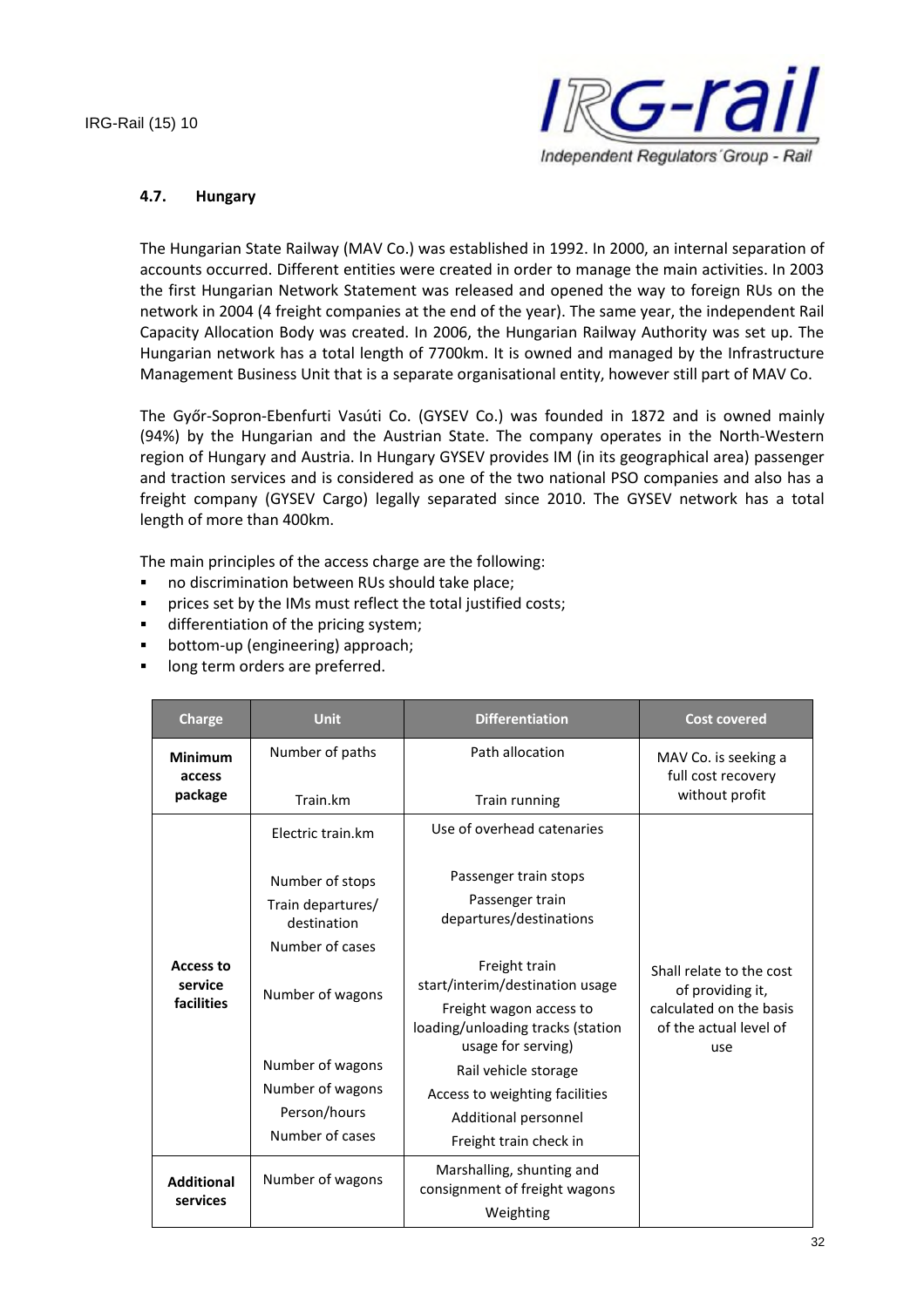### 4.7. Hungary

The Hungarian State Railway (MAV Co.) was established in 1992. In 2000, an internal separation of accounts occurred. Different entities were created in order to manage the main activities. In 2003 the first Hungarian Network Statement was released and opened the way to foreign RUs on the network in 2004 (4 freight companies at the end of the year). The same year, the independent Rail Capacity Allocation Body was created. In 2006, the Hungarian Railway Authority was set up. The Hungarian network has a total length of 7700km. It is owned and managed by the Infrastructure Management Business Unit that is a separate organisational entity, however still part of MAV Co.

The Győr-Sopron-Ebenfurti Vasúti Co. (GYSEV Co.) was founded in 1872 and is owned mainly (94%) by the Hungarian and the Austrian State. The company operates in the North-Western region of Hungary and Austria. In Hungary GYSEV provides IM (in its geographical area) passenger and traction services and is considered as one of the two national PSO companies and also has a freight company (GYSEV Cargo) legally separated since 2010. The GYSEV network has a total length of more than 400km.

The main principles of the access charge are the following:

- no discrimination between RUs should take place;
- prices set by the IMs must reflect the total justified costs;
- differentiation of the pricing system;
- bottom-up (engineering) approach;
- long term orders are preferred.

| Charge | Unit | Differentiation | Cost covered |
|---|---|---|---|
| **Minimum access package** | Number of paths | Path allocation | MAV Co. is seeking a full cost recovery without profit |
| | Train.km | Train running | |
| **Access to service facilities** | Electric train.km | Use of overhead catenaries | Shall relate to the cost of providing it, calculated on the basis of the actual level of use |
| | Number of stops | Passenger train stops | |
| | Train departures/ destination | Passenger train departures/destinations | |
| | Number of cases | Freight train start/interim/destination usage | |
| | Number of wagons | Freight wagon access to loading/unloading tracks (station usage for serving) | |
| | Number of wagons | Rail vehicle storage | |
| | Number of wagons | Access to weighting facilities | |
| | Person/hours | Additional personnel | |
| | Number of cases | Freight train check in | |
| **Additional services** | Number of wagons | Marshalling, shunting and consignment of freight wagons | |
| | | Weighting | |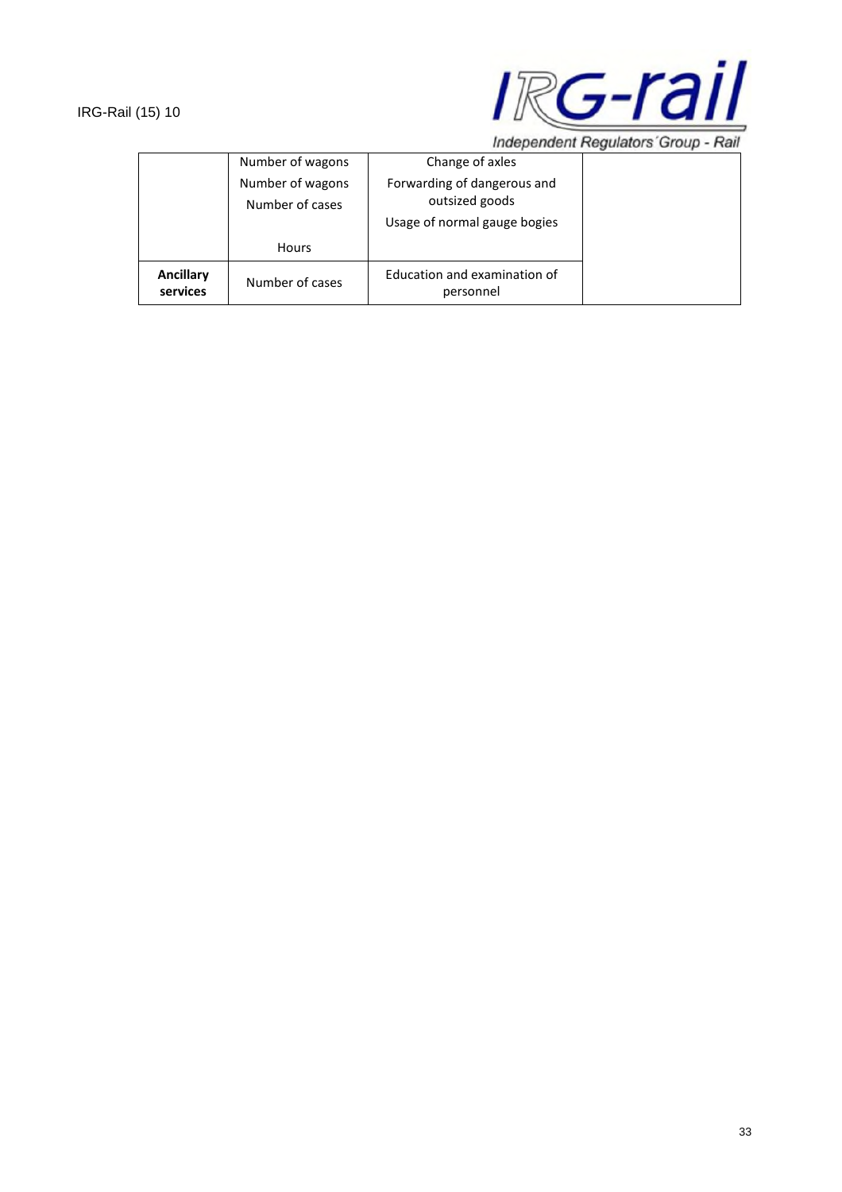| | | | |
|---|---|---|---|
| | Number of wagons<br>Number of wagons<br>Number of cases<br><br>Hours | Change of axles<br>Forwarding of dangerous and outsized goods<br>Usage of normal gauge bogies | |
| **Ancillary services** | Number of cases | Education and examination of personnel | |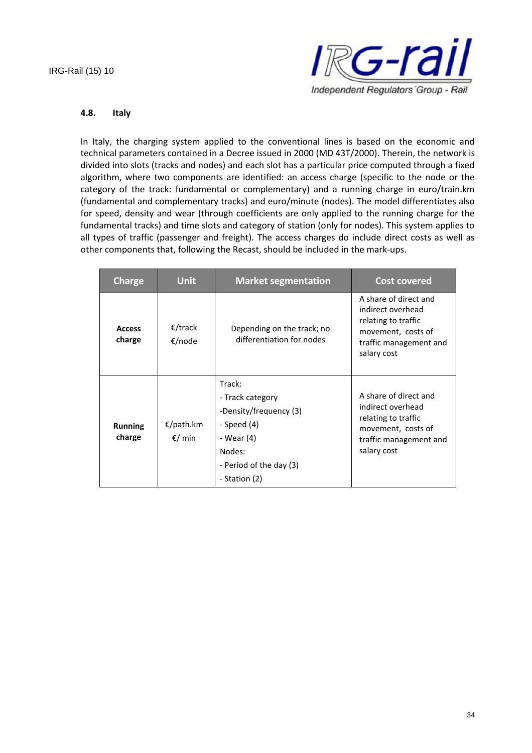### 4.8. Italy

In Italy, the charging system applied to the conventional lines is based on the economic and technical parameters contained in a Decree issued in 2000 (MD 43T/2000). Therein, the network is divided into slots (tracks and nodes) and each slot has a particular price computed through a fixed algorithm, where two components are identified: an access charge (specific to the node or the category of the track: fundamental or complementary) and a running charge in euro/train.km (fundamental and complementary tracks) and euro/minute (nodes). The model differentiates also for speed, density and wear (through coefficients are only applied to the running charge for the fundamental tracks) and time slots and category of station (only for nodes). This system applies to all types of traffic (passenger and freight). The access charges do include direct costs as well as other components that, following the Recast, should be included in the mark-ups.

| Charge | Unit | Market segmentation | Cost covered |
|---|---|---|---|
| **Access charge** | €/track<br>€/node | Depending on the track; no differentiation for nodes | A share of direct and indirect overhead relating to traffic movement, costs of traffic management and salary cost |
| **Running charge** | €/path.km<br>€/ min | Track:<br>- Track category<br>-Density/frequency (3)<br>- Speed (4)<br>- Wear (4)<br>Nodes:<br>- Period of the day (3)<br>- Station (2) | A share of direct and indirect overhead relating to traffic movement, costs of traffic management and salary cost |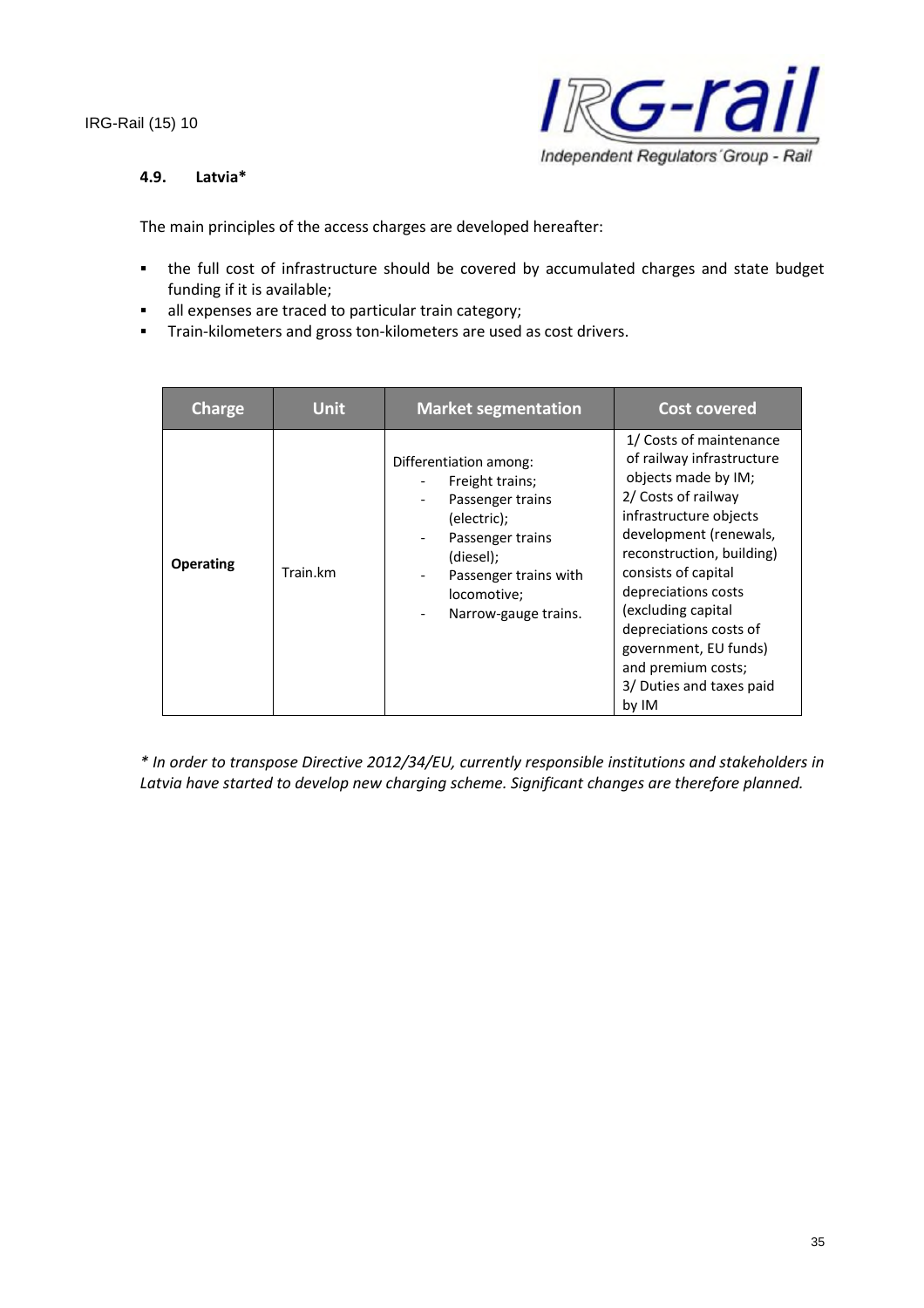### 4.9. Latvia*

The main principles of the access charges are developed hereafter:

- the full cost of infrastructure should be covered by accumulated charges and state budget funding if it is available;
- all expenses are traced to particular train category;
- Train-kilometers and gross ton-kilometers are used as cost drivers.

| Charge | Unit | Market segmentation | Cost covered |
|---|---|---|---|
| **Operating** | Train.km | Differentiation among:<br>- Freight trains;<br>- Passenger trains (electric);<br>- Passenger trains (diesel);<br>- Passenger trains with locomotive;<br>- Narrow-gauge trains. | 1/ Costs of maintenance of railway infrastructure objects made by IM;<br>2/ Costs of railway infrastructure objects development (renewals, reconstruction, building) consists of capital depreciations costs (excluding capital depreciations costs of government, EU funds) and premium costs;<br>3/ Duties and taxes paid by IM |

*\* In order to transpose Directive 2012/34/EU, currently responsible institutions and stakeholders in Latvia have started to develop new charging scheme. Significant changes are therefore planned.*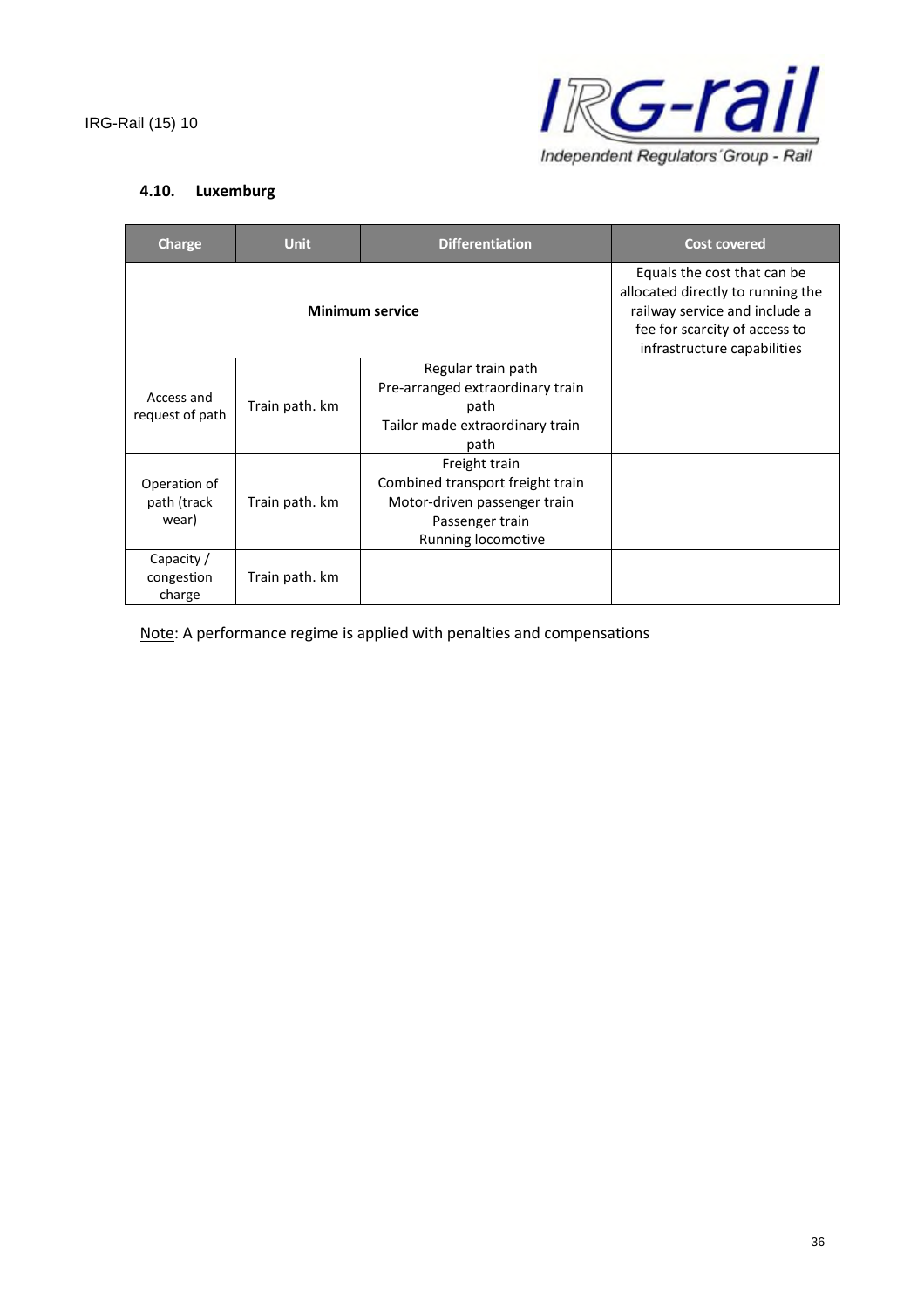### 4.10. Luxemburg

| Charge | Unit | Differentiation | Cost covered |
|---|---|---|---|
| **Minimum service** | | | Equals the cost that can be allocated directly to running the railway service and include a fee for scarcity of access to infrastructure capabilities |
| Access and request of path | Train path. km | Regular train path<br>Pre-arranged extraordinary train path<br>Tailor made extraordinary train path | |
| Operation of path (track wear) | Train path. km | Freight train<br>Combined transport freight train<br>Motor-driven passenger train<br>Passenger train<br>Running locomotive | |
| Capacity / congestion charge | Train path. km | | |

Note: A performance regime is applied with penalties and compensations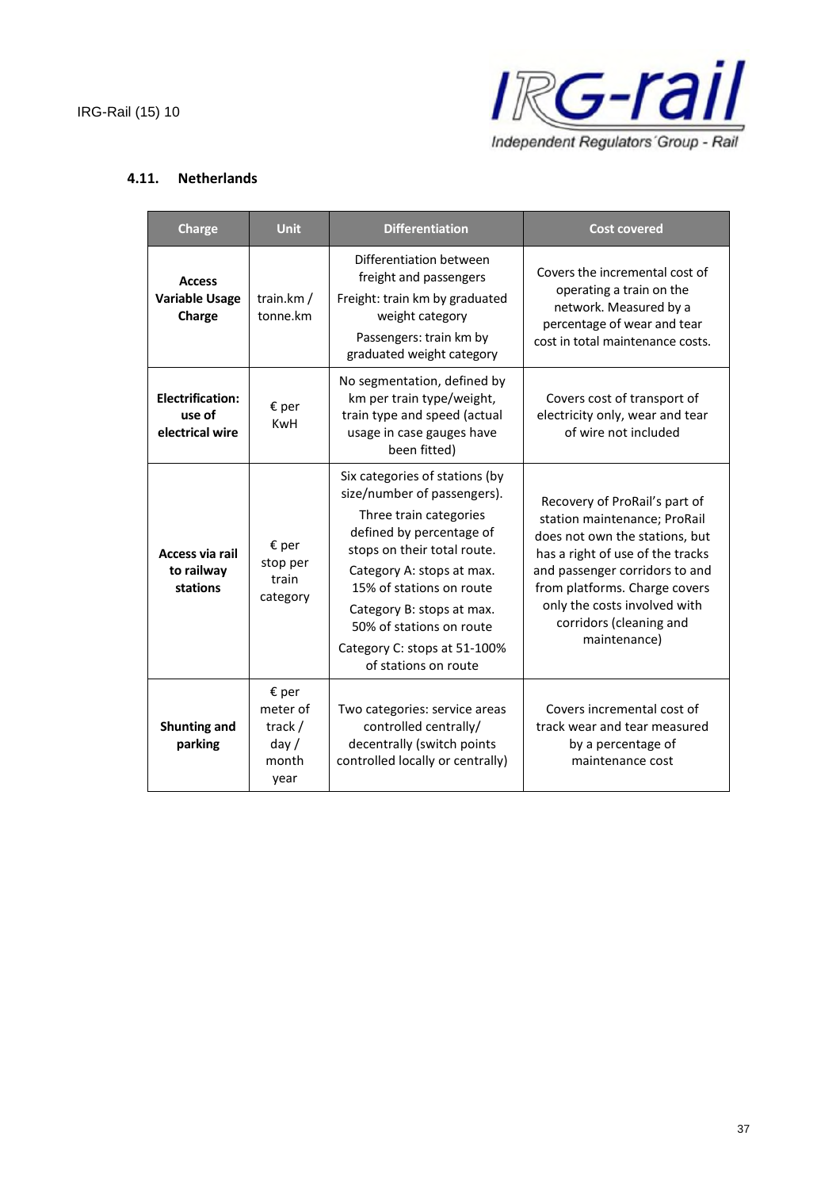### 4.11. Netherlands

| Charge | Unit | Differentiation | Cost covered |
|---|---|---|---|
| **Access Variable Usage Charge** | train.km / tonne.km | Differentiation between freight and passengers<br>Freight: train km by graduated weight category<br>Passengers: train km by graduated weight category | Covers the incremental cost of operating a train on the network. Measured by a percentage of wear and tear cost in total maintenance costs. |
| **Electrification: use of electrical wire** | € per KwH | No segmentation, defined by km per train type/weight, train type and speed (actual usage in case gauges have been fitted) | Covers cost of transport of electricity only, wear and tear of wire not included |
| **Access via rail to railway stations** | € per stop per train category | Six categories of stations (by size/number of passengers).<br>Three train categories defined by percentage of stops on their total route.<br>Category A: stops at max. 15% of stations on route<br>Category B: stops at max. 50% of stations on route<br>Category C: stops at 51-100% of stations on route | Recovery of ProRail's part of station maintenance; ProRail does not own the stations, but has a right of use of the tracks and passenger corridors to and from platforms. Charge covers only the costs involved with corridors (cleaning and maintenance) |
| **Shunting and parking** | € per meter of track / day / month year | Two categories: service areas controlled centrally/ decentrally (switch points controlled locally or centrally) | Covers incremental cost of track wear and tear measured by a percentage of maintenance cost |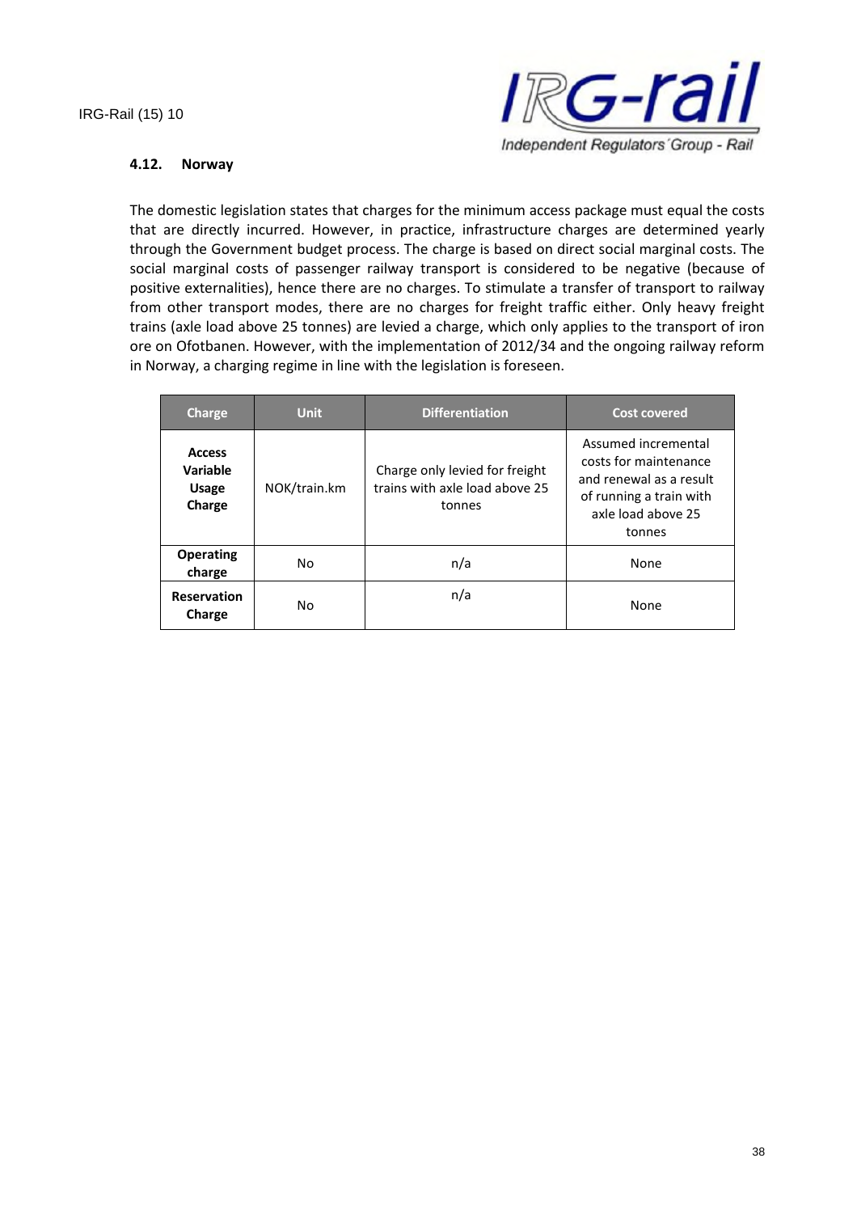### 4.12. Norway

The domestic legislation states that charges for the minimum access package must equal the costs that are directly incurred. However, in practice, infrastructure charges are determined yearly through the Government budget process. The charge is based on direct social marginal costs. The social marginal costs of passenger railway transport is considered to be negative (because of positive externalities), hence there are no charges. To stimulate a transfer of transport to railway from other transport modes, there are no charges for freight traffic either. Only heavy freight trains (axle load above 25 tonnes) are levied a charge, which only applies to the transport of iron ore on Ofotbanen. However, with the implementation of 2012/34 and the ongoing railway reform in Norway, a charging regime in line with the legislation is foreseen.

| Charge | Unit | Differentiation | Cost covered |
|---|---|---|---|
| **Access Variable Usage Charge** | NOK/train.km | Charge only levied for freight trains with axle load above 25 tonnes | Assumed incremental costs for maintenance and renewal as a result of running a train with axle load above 25 tonnes |
| **Operating charge** | No | n/a | None |
| **Reservation Charge** | No | n/a | None |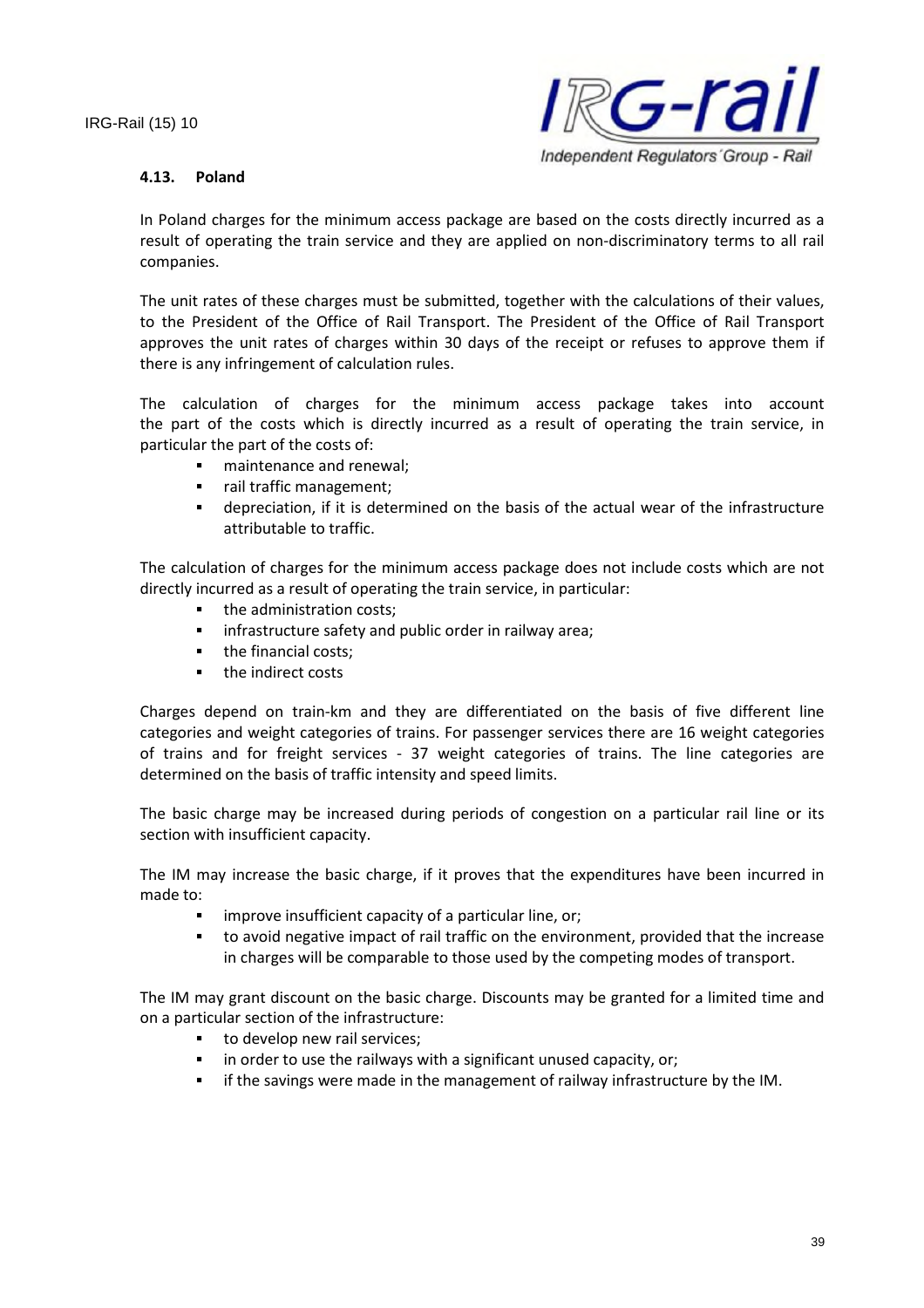### 4.13. Poland

In Poland charges for the minimum access package are based on the costs directly incurred as a result of operating the train service and they are applied on non-discriminatory terms to all rail companies.

The unit rates of these charges must be submitted, together with the calculations of their values, to the President of the Office of Rail Transport. The President of the Office of Rail Transport approves the unit rates of charges within 30 days of the receipt or refuses to approve them if there is any infringement of calculation rules.

The calculation of charges for the minimum access package takes into account the part of the costs which is directly incurred as a result of operating the train service, in particular the part of the costs of:

- maintenance and renewal;
- rail traffic management;
- depreciation, if it is determined on the basis of the actual wear of the infrastructure attributable to traffic.

The calculation of charges for the minimum access package does not include costs which are not directly incurred as a result of operating the train service, in particular:

- the administration costs;
- infrastructure safety and public order in railway area;
- the financial costs;
- the indirect costs

Charges depend on train-km and they are differentiated on the basis of five different line categories and weight categories of trains. For passenger services there are 16 weight categories of trains and for freight services - 37 weight categories of trains. The line categories are determined on the basis of traffic intensity and speed limits.

The basic charge may be increased during periods of congestion on a particular rail line or its section with insufficient capacity.

The IM may increase the basic charge, if it proves that the expenditures have been incurred in made to:

- improve insufficient capacity of a particular line, or;
- to avoid negative impact of rail traffic on the environment, provided that the increase in charges will be comparable to those used by the competing modes of transport.

The IM may grant discount on the basic charge. Discounts may be granted for a limited time and on a particular section of the infrastructure:

- to develop new rail services;
- in order to use the railways with a significant unused capacity, or;
- if the savings were made in the management of railway infrastructure by the IM.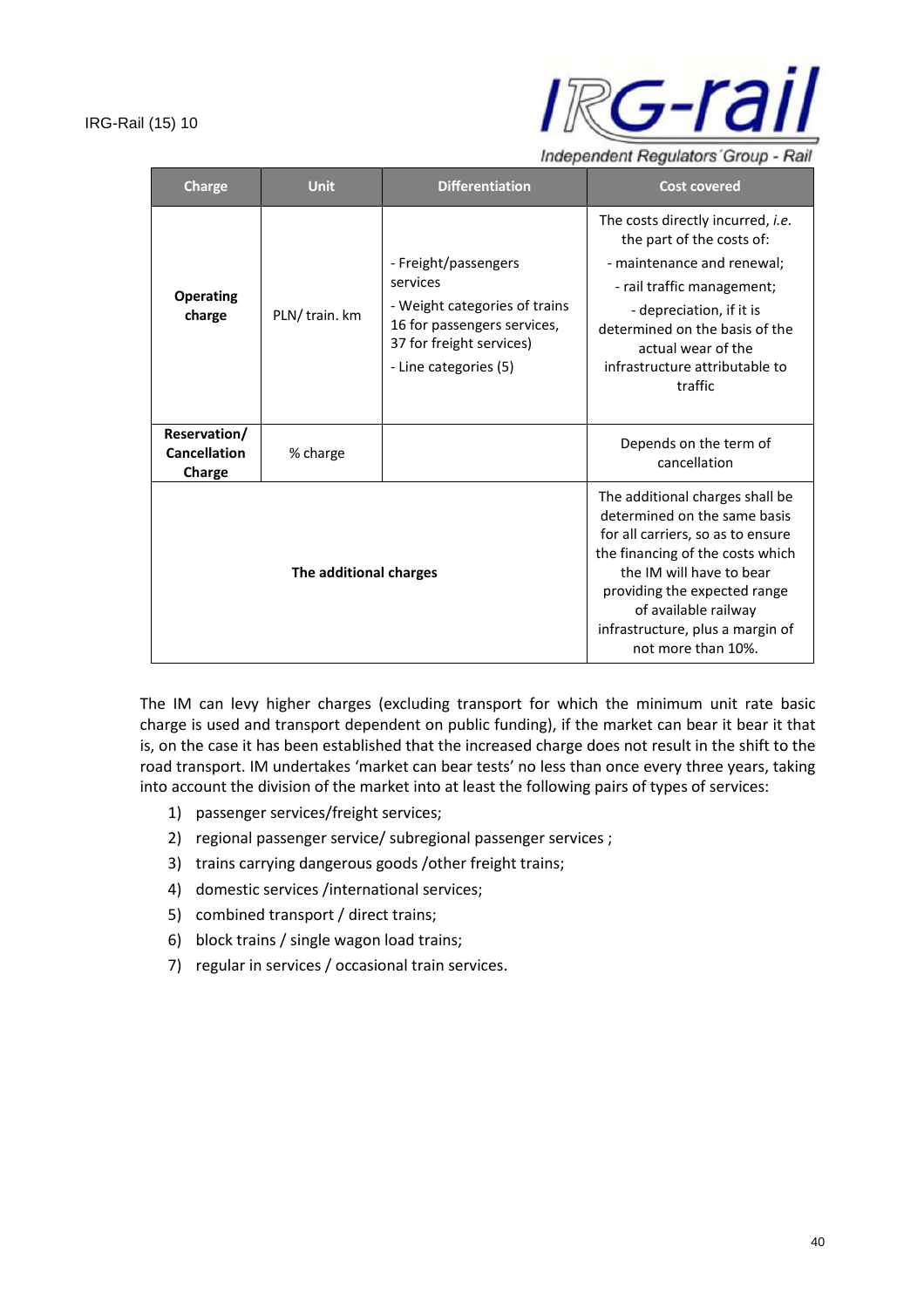| Charge | Unit | Differentiation | Cost covered |
|---|---|---|---|
| **Operating charge** | PLN/ train. km | - Freight/passengers services<br>- Weight categories of trains 16 for passengers services, 37 for freight services)<br>- Line categories (5) | The costs directly incurred, *i.e.* the part of the costs of:<br>- maintenance and renewal;<br>- rail traffic management;<br>- depreciation, if it is determined on the basis of the actual wear of the infrastructure attributable to traffic |
| **Reservation/ Cancellation Charge** | % charge | | Depends on the term of cancellation |
| **The additional charges** | | | The additional charges shall be determined on the same basis for all carriers, so as to ensure the financing of the costs which the IM will have to bear providing the expected range of available railway infrastructure, plus a margin of not more than 10%. |

The IM can levy higher charges (excluding transport for which the minimum unit rate basic charge is used and transport dependent on public funding), if the market can bear it bear it that is, on the case it has been established that the increased charge does not result in the shift to the road transport. IM undertakes 'market can bear tests' no less than once every three years, taking into account the division of the market into at least the following pairs of types of services:

1) passenger services/freight services;
2) regional passenger service/ subregional passenger services ;
3) trains carrying dangerous goods /other freight trains;
4) domestic services /international services;
5) combined transport / direct trains;
6) block trains / single wagon load trains;
7) regular in services / occasional train services.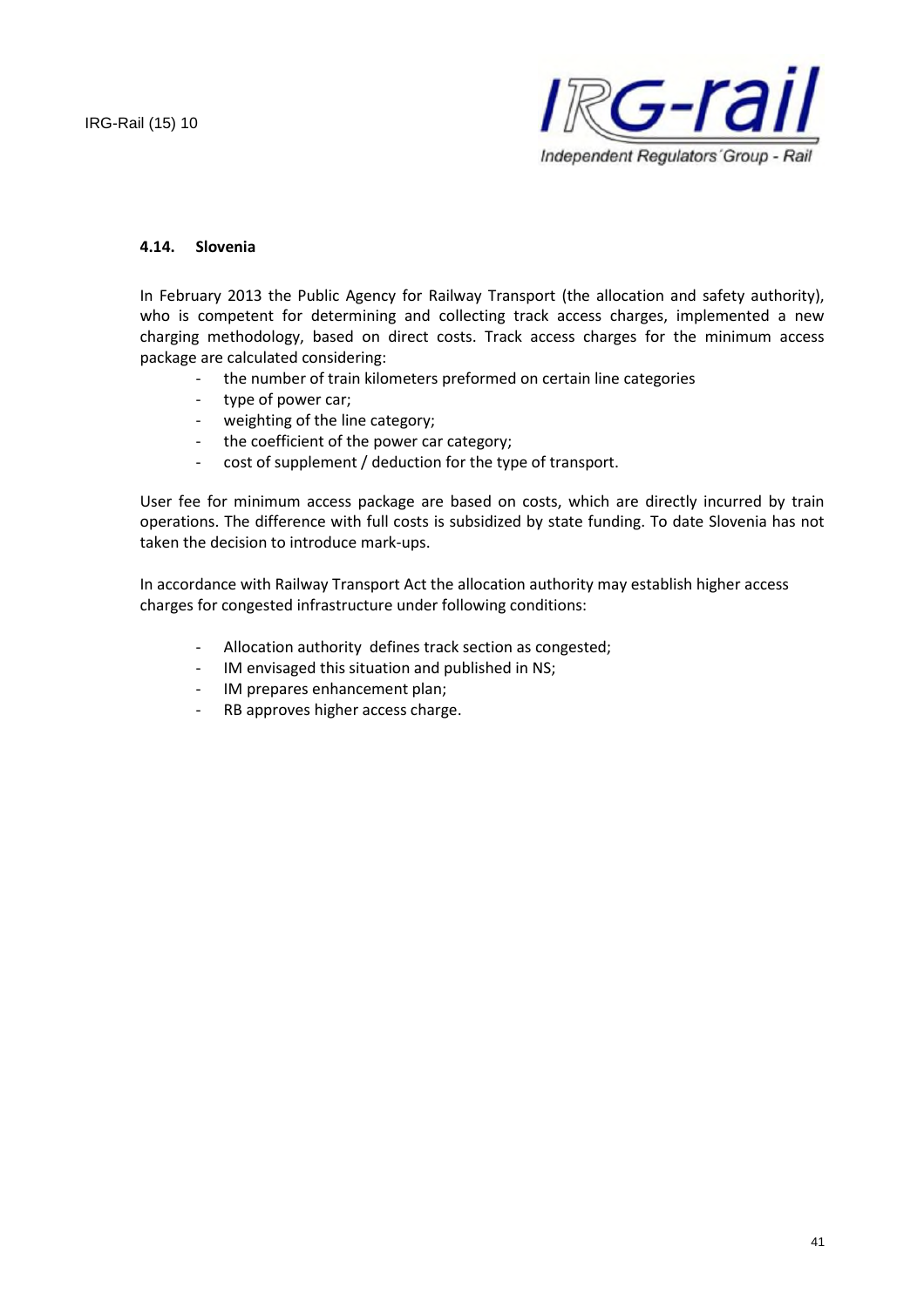### 4.14. Slovenia

In February 2013 the Public Agency for Railway Transport (the allocation and safety authority), who is competent for determining and collecting track access charges, implemented a new charging methodology, based on direct costs. Track access charges for the minimum access package are calculated considering:

- the number of train kilometers preformed on certain line categories
- type of power car;
- weighting of the line category;
- the coefficient of the power car category;
- cost of supplement / deduction for the type of transport.

User fee for minimum access package are based on costs, which are directly incurred by train operations. The difference with full costs is subsidized by state funding. To date Slovenia has not taken the decision to introduce mark-ups.

In accordance with Railway Transport Act the allocation authority may establish higher access charges for congested infrastructure under following conditions:

- Allocation authority defines track section as congested;
- IM envisaged this situation and published in NS;
- IM prepares enhancement plan;
- RB approves higher access charge.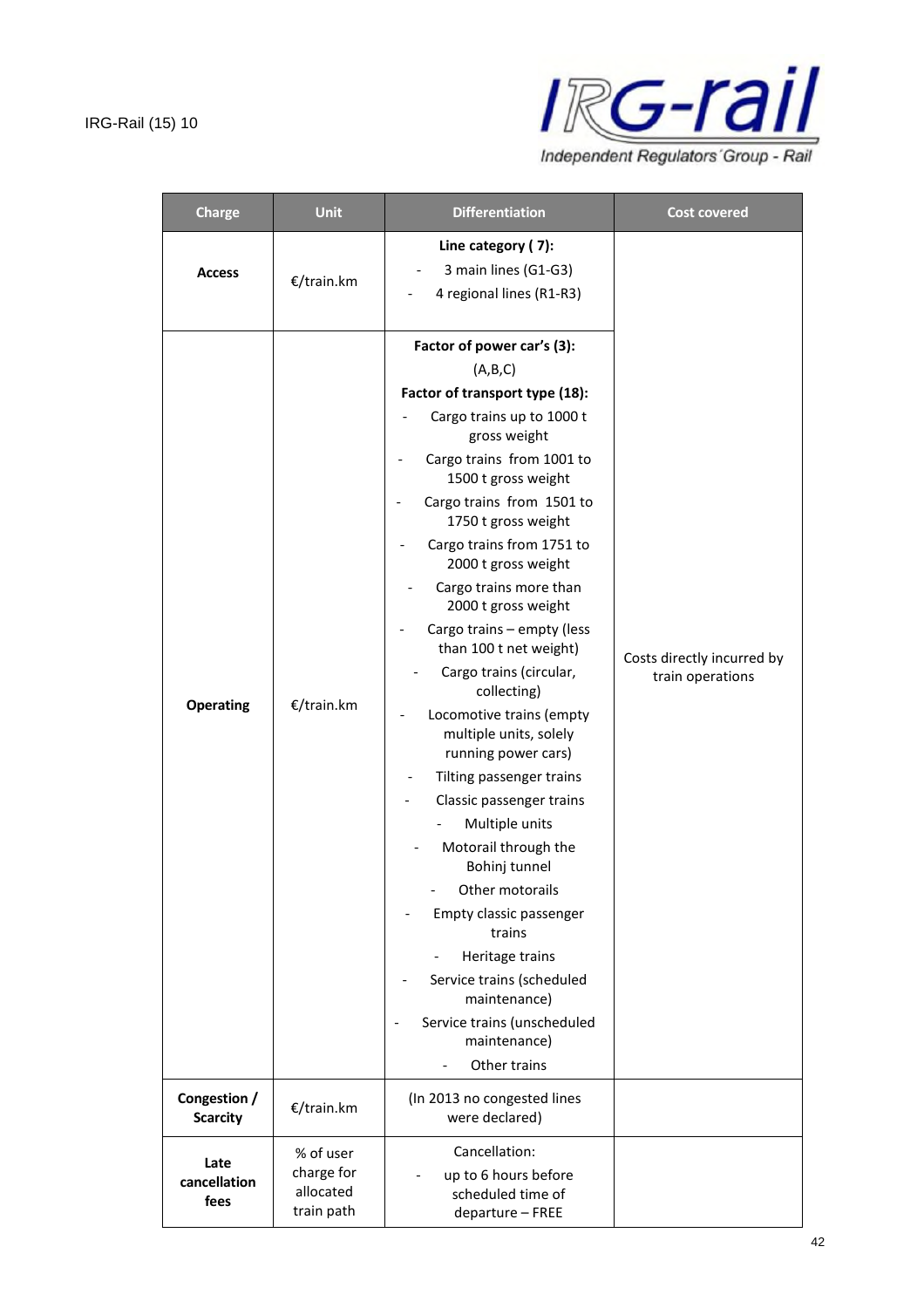| Charge | Unit | Differentiation | Cost covered |
|---|---|---|---|
| **Access** | €/train.km | **Line category ( 7):**<br>- 3 main lines (G1-G3)<br>- 4 regional lines (R1-R3) | Costs directly incurred by train operations |
| **Operating** | €/train.km | **Factor of power car's (3):**<br>(A,B,C)<br>**Factor of transport type (18):**<br>- Cargo trains up to 1000 t gross weight<br>- Cargo trains from 1001 to 1500 t gross weight<br>- Cargo trains from 1501 to 1750 t gross weight<br>- Cargo trains from 1751 to 2000 t gross weight<br>- Cargo trains more than 2000 t gross weight<br>- Cargo trains – empty (less than 100 t net weight)<br>- Cargo trains (circular, collecting)<br>- Locomotive trains (empty multiple units, solely running power cars)<br>- Tilting passenger trains<br>- Classic passenger trains<br>- Multiple units<br>- Motorail through the Bohinj tunnel<br>- Other motorails<br>- Empty classic passenger trains<br>- Heritage trains<br>- Service trains (scheduled maintenance)<br>- Service trains (unscheduled maintenance)<br>- Other trains | |
| **Congestion / Scarcity** | €/train.km | (In 2013 no congested lines were declared) | |
| **Late cancellation fees** | % of user charge for allocated train path | Cancellation:<br>- up to 6 hours before scheduled time of departure – FREE | |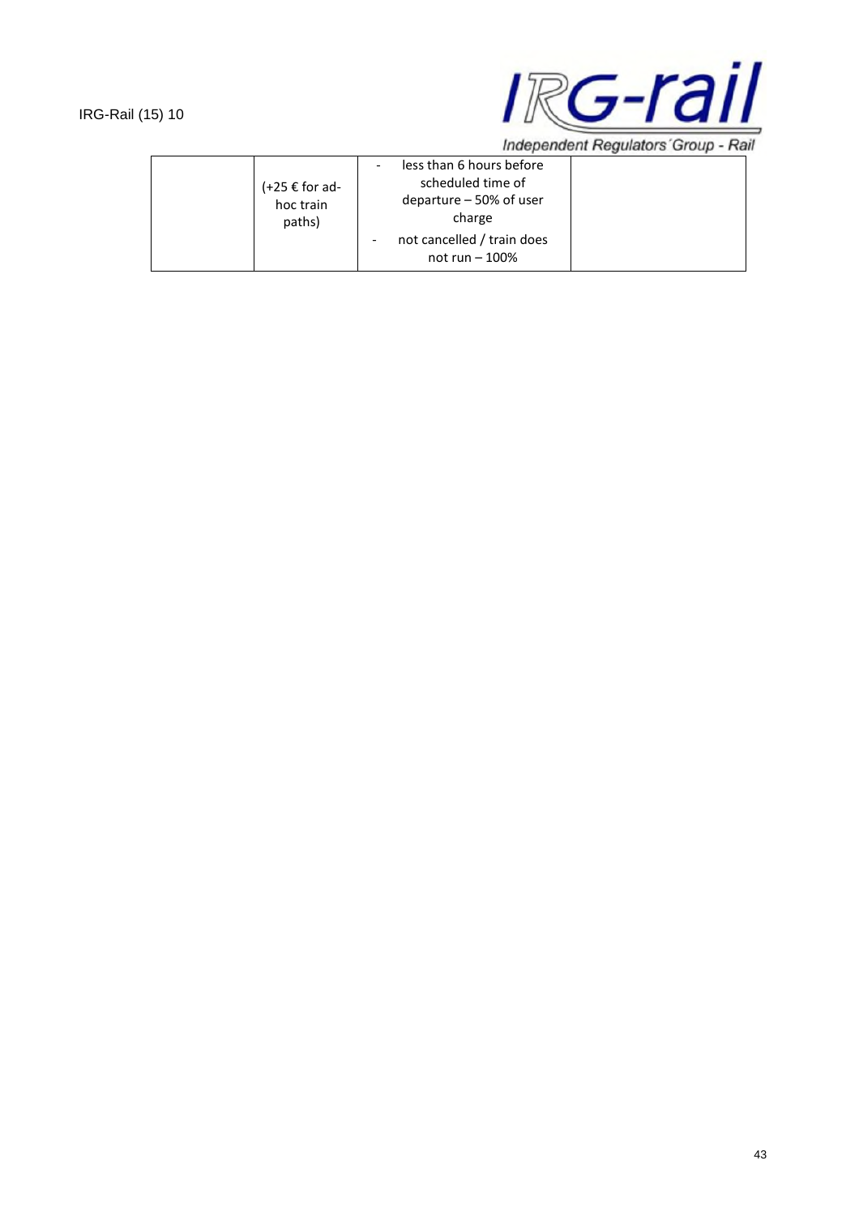|  |  |  |  |
| --- | --- | --- | --- |
|  | (+25 € for ad-hoc train paths) | - less than 6 hours before scheduled time of departure – 50% of user charge<br>- not cancelled / train does not run – 100% |  |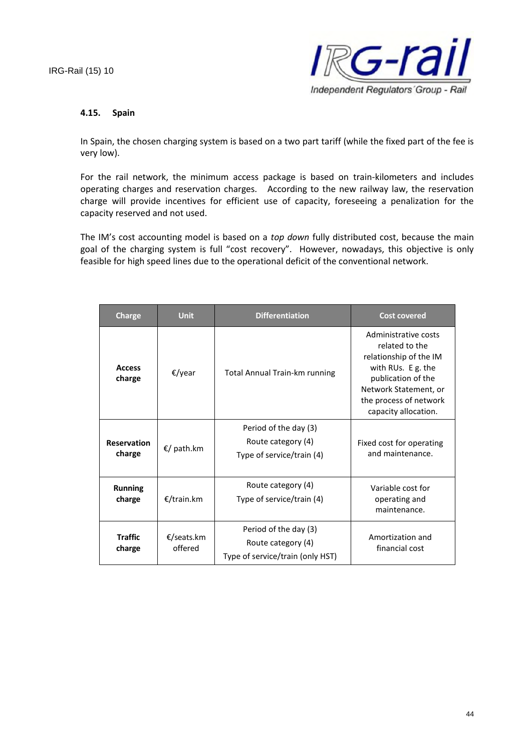### 4.15. Spain

In Spain, the chosen charging system is based on a two part tariff (while the fixed part of the fee is very low).

For the rail network, the minimum access package is based on train-kilometers and includes operating charges and reservation charges. According to the new railway law, the reservation charge will provide incentives for efficient use of capacity, foreseeing a penalization for the capacity reserved and not used.

The IM's cost accounting model is based on a *top down* fully distributed cost, because the main goal of the charging system is full "cost recovery". However, nowadays, this objective is only feasible for high speed lines due to the operational deficit of the conventional network.

| Charge | Unit | Differentiation | Cost covered |
|---|---|---|---|
| **Access charge** | €/year | Total Annual Train-km running | Administrative costs related to the relationship of the IM with RUs. E g. the publication of the Network Statement, or the process of network capacity allocation. |
| **Reservation charge** | €/ path.km | Period of the day (3)<br>Route category (4)<br>Type of service/train (4) | Fixed cost for operating and maintenance. |
| **Running charge** | €/train.km | Route category (4)<br>Type of service/train (4) | Variable cost for operating and maintenance. |
| **Traffic charge** | €/seats.km offered | Period of the day (3)<br>Route category (4)<br>Type of service/train (only HST) | Amortization and financial cost |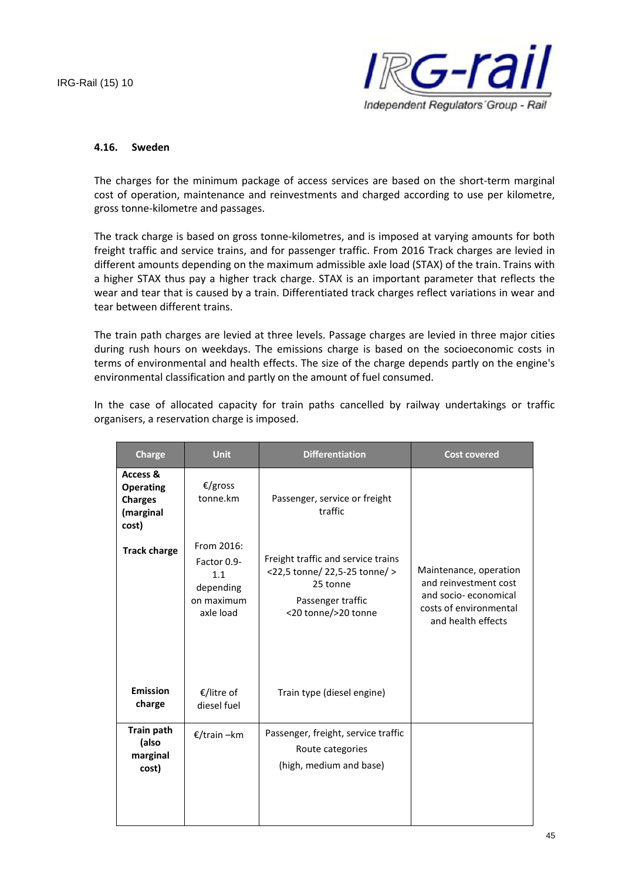### 4.16. Sweden

The charges for the minimum package of access services are based on the short-term marginal cost of operation, maintenance and reinvestments and charged according to use per kilometre, gross tonne-kilometre and passages.

The track charge is based on gross tonne-kilometres, and is imposed at varying amounts for both freight traffic and service trains, and for passenger traffic. From 2016 Track charges are levied in different amounts depending on the maximum admissible axle load (STAX) of the train. Trains with a higher STAX thus pay a higher track charge. STAX is an important parameter that reflects the wear and tear that is caused by a train. Differentiated track charges reflect variations in wear and tear between different trains.

The train path charges are levied at three levels. Passage charges are levied in three major cities during rush hours on weekdays. The emissions charge is based on the socioeconomic costs in terms of environmental and health effects. The size of the charge depends partly on the engine's environmental classification and partly on the amount of fuel consumed.

In the case of allocated capacity for train paths cancelled by railway undertakings or traffic organisers, a reservation charge is imposed.

| Charge | Unit | Differentiation | Cost covered |
|---|---|---|---|
| **Access & Operating Charges (marginal cost)** | €/gross tonne.km | Passenger, service or freight traffic | Maintenance, operation and reinvestment cost and socio- economical costs of environmental and health effects |
| **Track charge** | From 2016: Factor 0.9-1.1 depending on maximum axle load | Freight traffic and service trains <22,5 tonne/ 22,5-25 tonne/ > 25 tonne<br>Passenger traffic <20 tonne/>20 tonne | |
| **Emission charge** | €/litre of diesel fuel | Train type (diesel engine) | |
| **Train path (also marginal cost)** | €/train –km | Passenger, freight, service traffic<br>Route categories<br>(high, medium and base) | |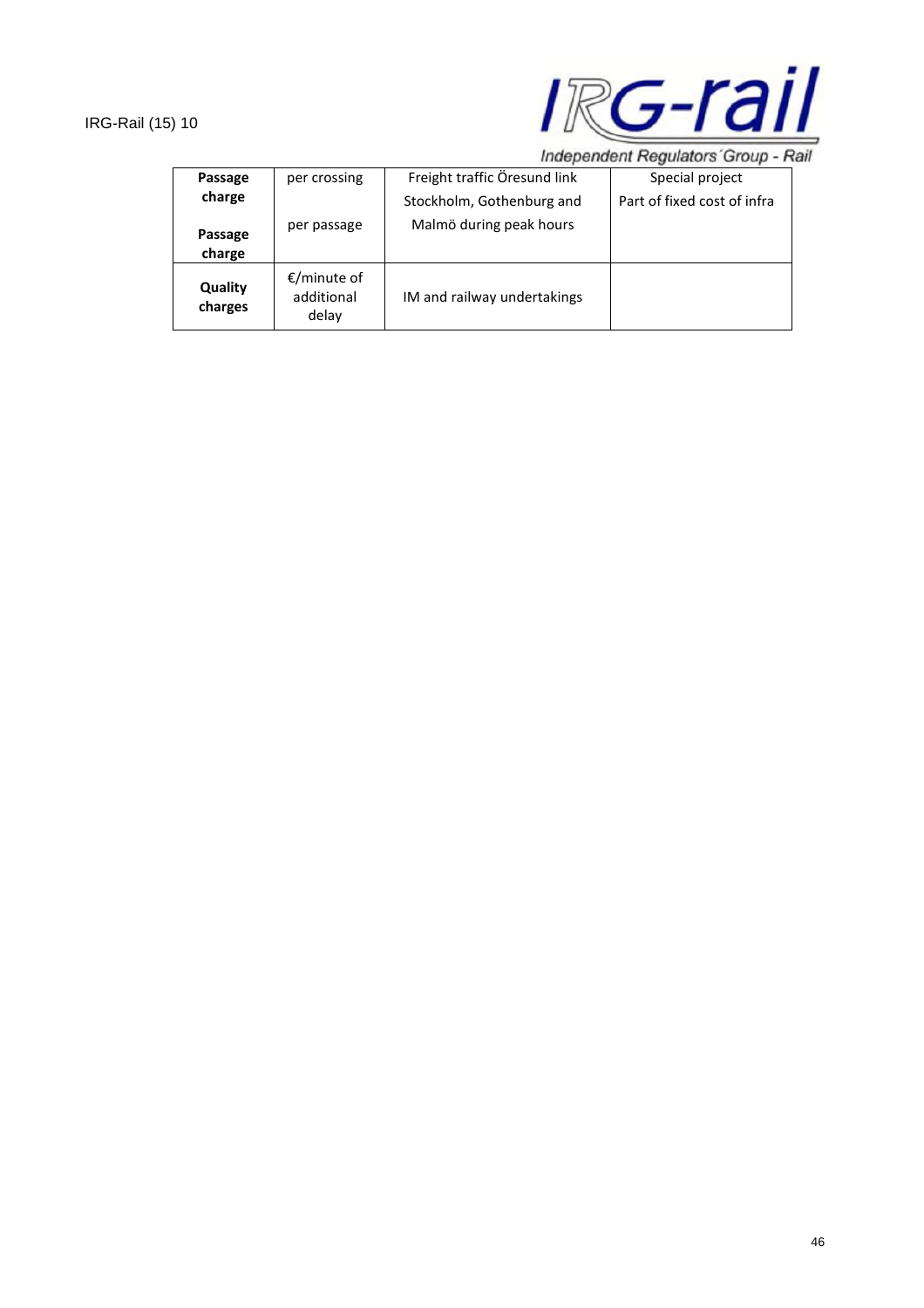| Passage charge | per crossing | Freight traffic Öresund link | Special project |
|---|---|---|---|
| Passage charge | per passage | Stockholm, Gothenburg and Malmö during peak hours | Part of fixed cost of infra |
| Quality charges | €/minute of additional delay | IM and railway undertakings | |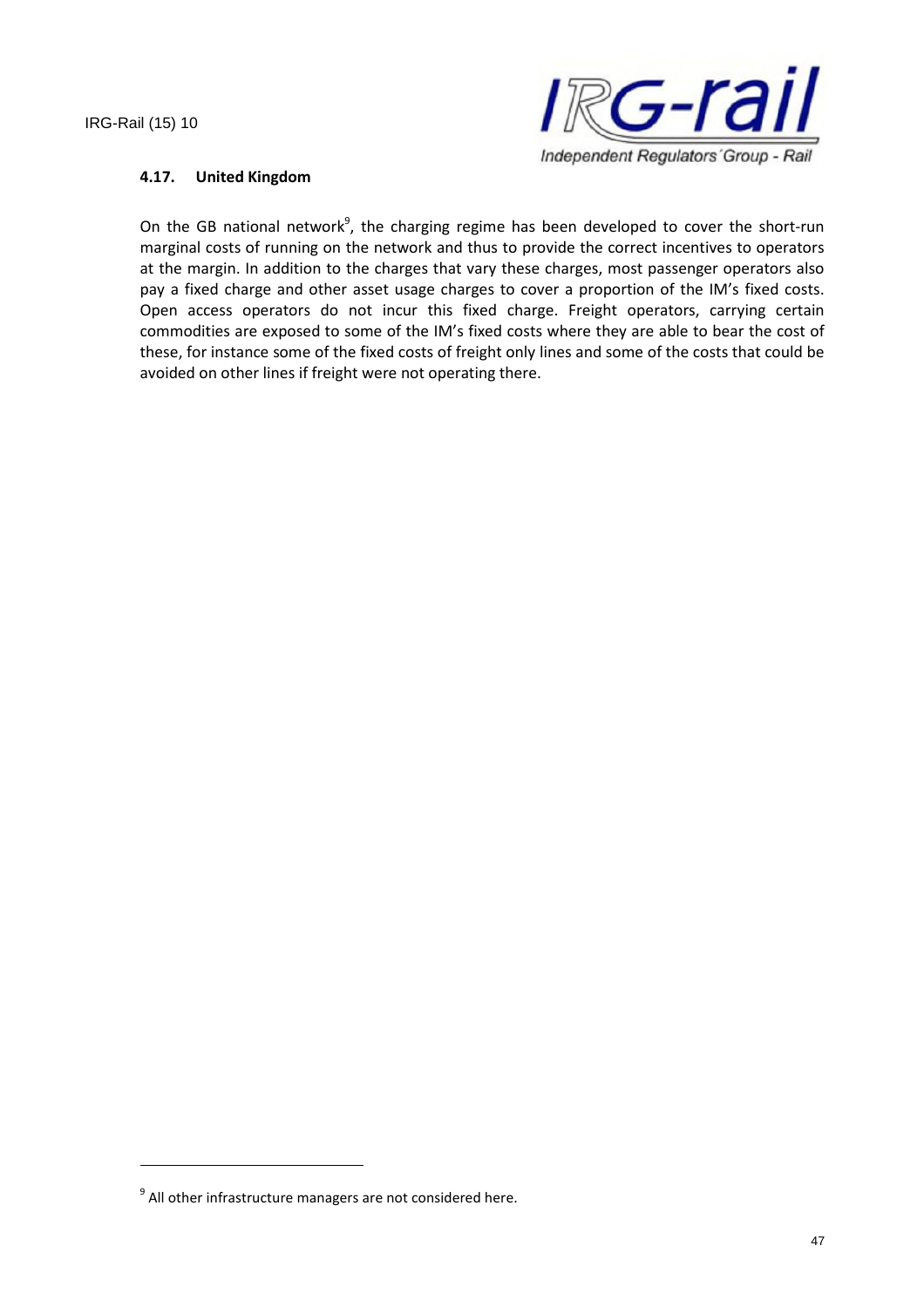### 4.17. United Kingdom

On the GB national network[9], the charging regime has been developed to cover the short-run marginal costs of running on the network and thus to provide the correct incentives to operators at the margin. In addition to the charges that vary these charges, most passenger operators also pay a fixed charge and other asset usage charges to cover a proportion of the IM's fixed costs. Open access operators do not incur this fixed charge. Freight operators, carrying certain commodities are exposed to some of the IM's fixed costs where they are able to bear the cost of these, for instance some of the fixed costs of freight only lines and some of the costs that could be avoided on other lines if freight were not operating there.

[9] All other infrastructure managers are not considered here.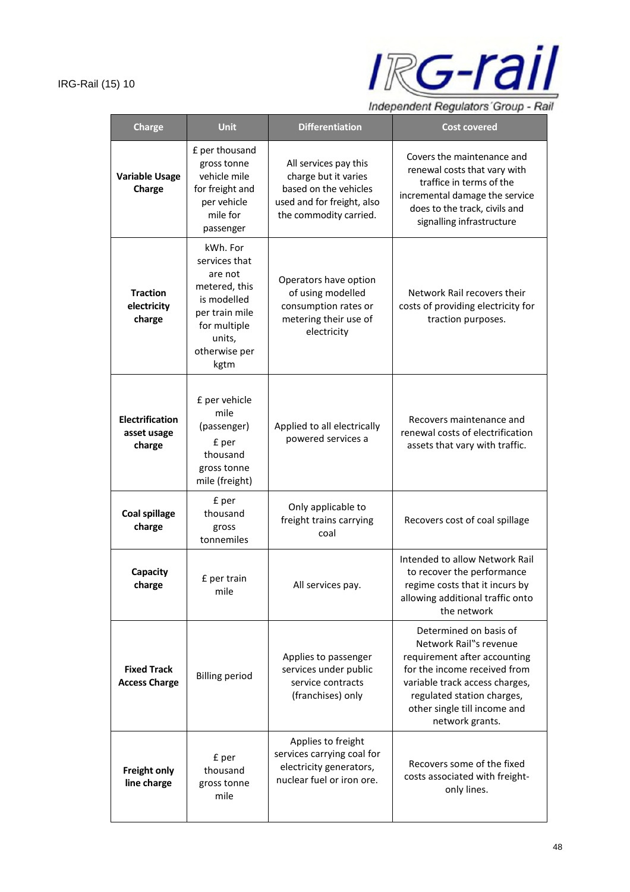| Charge | Unit | Differentiation | Cost covered |
|---|---|---|---|
| **Variable Usage Charge** | £ per thousand gross tonne vehicle mile for freight and per vehicle mile for passenger | All services pay this charge but it varies based on the vehicles used and for freight, also the commodity carried. | Covers the maintenance and renewal costs that vary with traffice in terms of the incremental damage the service does to the track, civils and signalling infrastructure |
| **Traction electricity charge** | kWh. For services that are not metered, this is modelled per train mile for multiple units, otherwise per kgtm | Operators have option of using modelled consumption rates or metering their use of electricity | Network Rail recovers their costs of providing electricity for traction purposes. |
| **Electrification asset usage charge** | £ per vehicle mile (passenger) £ per thousand gross tonne mile (freight) | Applied to all electrically powered services a | Recovers maintenance and renewal costs of electrification assets that vary with traffic. |
| **Coal spillage charge** | £ per thousand gross tonnemiles | Only applicable to freight trains carrying coal | Recovers cost of coal spillage |
| **Capacity charge** | £ per train mile | All services pay. | Intended to allow Network Rail to recover the performance regime costs that it incurs by allowing additional traffic onto the network |
| **Fixed Track Access Charge** | Billing period | Applies to passenger services under public service contracts (franchises) only | Determined on basis of Network Rail"s revenue requirement after accounting for the income received from variable track access charges, regulated station charges, other single till income and network grants. |
| **Freight only line charge** | £ per thousand gross tonne mile | Applies to freight services carrying coal for electricity generators, nuclear fuel or iron ore. | Recovers some of the fixed costs associated with freight-only lines. |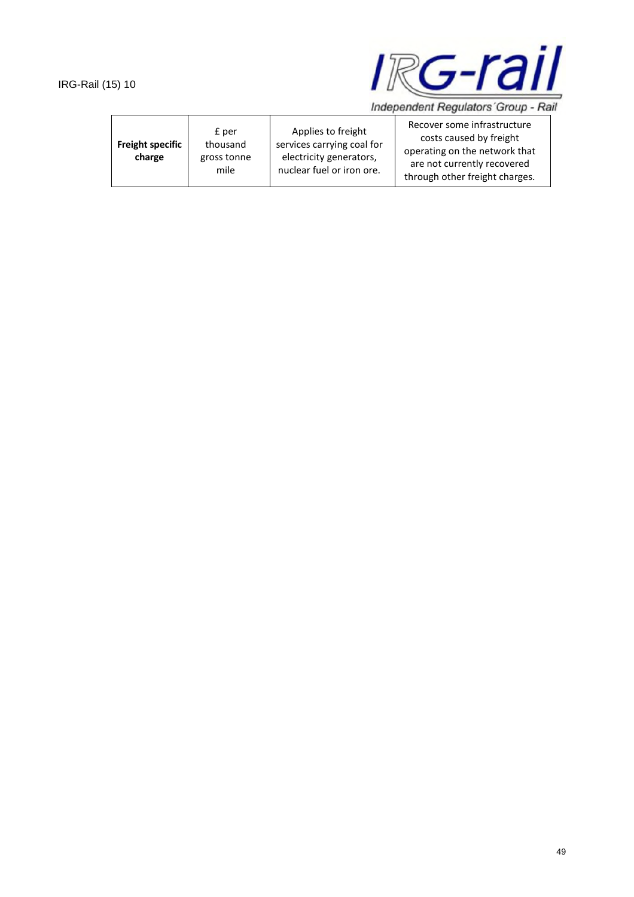| | | | |
|---|---|---|---|
| **Freight specific charge** | £ per thousand gross tonne mile | Applies to freight services carrying coal for electricity generators, nuclear fuel or iron ore. | Recover some infrastructure costs caused by freight operating on the network that are not currently recovered through other freight charges. |